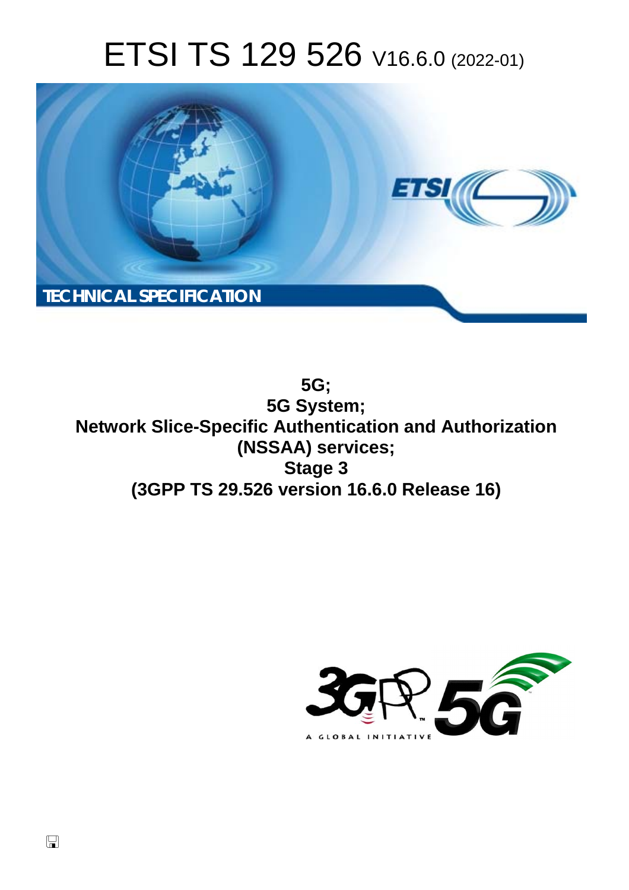# ETSI TS 129 526 V16.6.0 (2022-01)

TECHNICAL SPECIFICATION

**5G;**
**5G System;**
**Network Slice-Specific Authentication and Authorization (NSSAA) services;**
**Stage 3**
**(3GPP TS 29.526 version 16.6.0 Release 16)**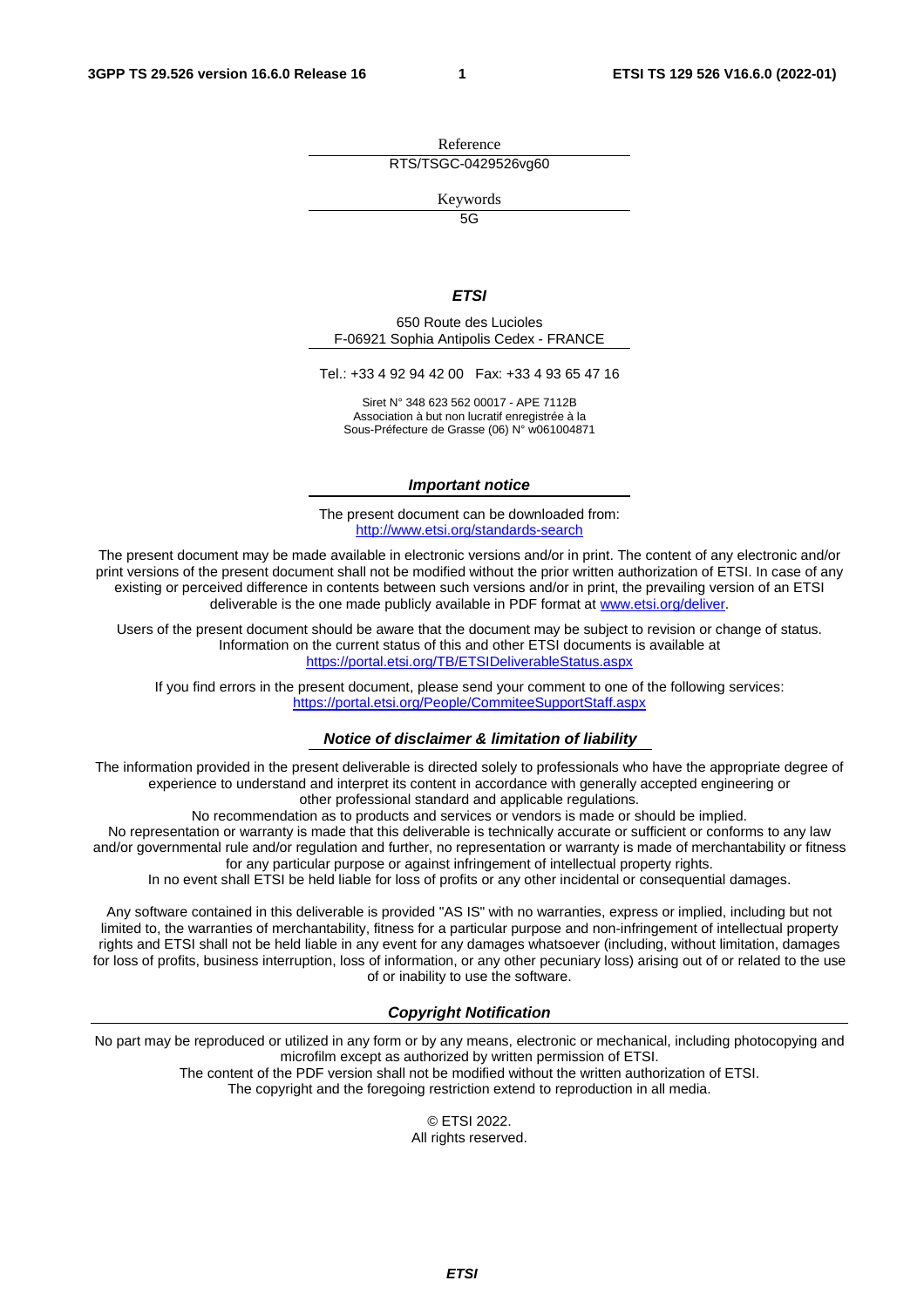Reference

RTS/TSGC-0429526vg60

Keywords

5G

***ETSI***

650 Route des Lucioles
F-06921 Sophia Antipolis Cedex - FRANCE

Tel.: +33 4 92 94 42 00   Fax: +33 4 93 65 47 16

Siret N° 348 623 562 00017 - APE 7112B
Association à but non lucratif enregistrée à la
Sous-Préfecture de Grasse (06) N° w061004871

***Important notice***

The present document can be downloaded from:
http://www.etsi.org/standards-search

The present document may be made available in electronic versions and/or in print. The content of any electronic and/or print versions of the present document shall not be modified without the prior written authorization of ETSI. In case of any existing or perceived difference in contents between such versions and/or in print, the prevailing version of an ETSI deliverable is the one made publicly available in PDF format at www.etsi.org/deliver.

Users of the present document should be aware that the document may be subject to revision or change of status. Information on the current status of this and other ETSI documents is available at
https://portal.etsi.org/TB/ETSIDeliverableStatus.aspx

If you find errors in the present document, please send your comment to one of the following services:
https://portal.etsi.org/People/CommiteeSupportStaff.aspx

***Notice of disclaimer & limitation of liability***

The information provided in the present deliverable is directed solely to professionals who have the appropriate degree of experience to understand and interpret its content in accordance with generally accepted engineering or other professional standard and applicable regulations.
No recommendation as to products and services or vendors is made or should be implied.
No representation or warranty is made that this deliverable is technically accurate or sufficient or conforms to any law and/or governmental rule and/or regulation and further, no representation or warranty is made of merchantability or fitness for any particular purpose or against infringement of intellectual property rights.
In no event shall ETSI be held liable for loss of profits or any other incidental or consequential damages.

Any software contained in this deliverable is provided "AS IS" with no warranties, express or implied, including but not limited to, the warranties of merchantability, fitness for a particular purpose and non-infringement of intellectual property rights and ETSI shall not be held liable in any event for any damages whatsoever (including, without limitation, damages for loss of profits, business interruption, loss of information, or any other pecuniary loss) arising out of or related to the use of or inability to use the software.

***Copyright Notification***

No part may be reproduced or utilized in any form or by any means, electronic or mechanical, including photocopying and microfilm except as authorized by written permission of ETSI.
The content of the PDF version shall not be modified without the written authorization of ETSI.
The copyright and the foregoing restriction extend to reproduction in all media.

© ETSI 2022.
All rights reserved.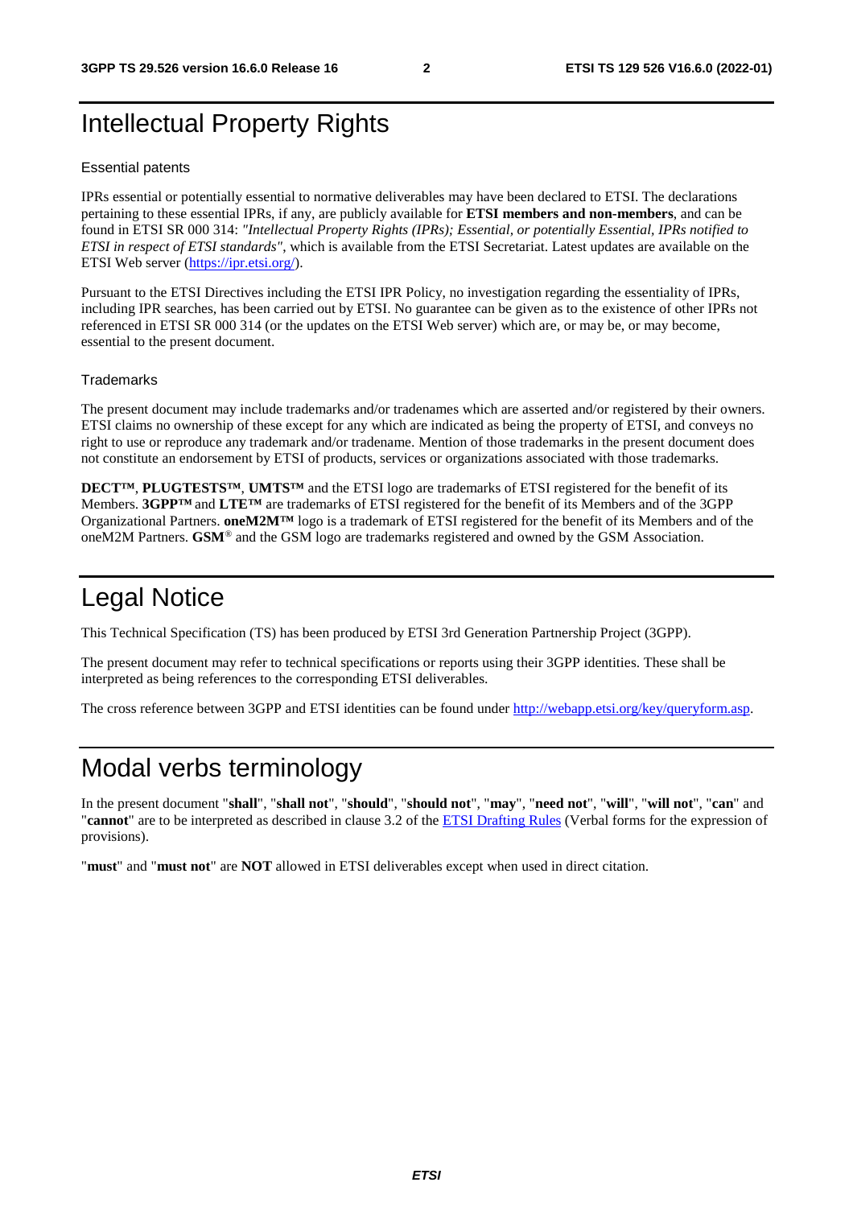# Intellectual Property Rights

## Essential patents

IPRs essential or potentially essential to normative deliverables may have been declared to ETSI. The declarations pertaining to these essential IPRs, if any, are publicly available for **ETSI members and non-members**, and can be found in ETSI SR 000 314: *"Intellectual Property Rights (IPRs); Essential, or potentially Essential, IPRs notified to ETSI in respect of ETSI standards"*, which is available from the ETSI Secretariat. Latest updates are available on the ETSI Web server (https://ipr.etsi.org/).

Pursuant to the ETSI Directives including the ETSI IPR Policy, no investigation regarding the essentiality of IPRs, including IPR searches, has been carried out by ETSI. No guarantee can be given as to the existence of other IPRs not referenced in ETSI SR 000 314 (or the updates on the ETSI Web server) which are, or may be, or may become, essential to the present document.

## Trademarks

The present document may include trademarks and/or tradenames which are asserted and/or registered by their owners. ETSI claims no ownership of these except for any which are indicated as being the property of ETSI, and conveys no right to use or reproduce any trademark and/or tradename. Mention of those trademarks in the present document does not constitute an endorsement by ETSI of products, services or organizations associated with those trademarks.

**DECT™**, **PLUGTESTS™**, **UMTS™** and the ETSI logo are trademarks of ETSI registered for the benefit of its Members. **3GPP™** and **LTE™** are trademarks of ETSI registered for the benefit of its Members and of the 3GPP Organizational Partners. **oneM2M™** logo is a trademark of ETSI registered for the benefit of its Members and of the oneM2M Partners. **GSM**® and the GSM logo are trademarks registered and owned by the GSM Association.

# Legal Notice

This Technical Specification (TS) has been produced by ETSI 3rd Generation Partnership Project (3GPP).

The present document may refer to technical specifications or reports using their 3GPP identities. These shall be interpreted as being references to the corresponding ETSI deliverables.

The cross reference between 3GPP and ETSI identities can be found under http://webapp.etsi.org/key/queryform.asp.

# Modal verbs terminology

In the present document "**shall**", "**shall not**", "**should**", "**should not**", "**may**", "**need not**", "**will**", "**will not**", "**can**" and "**cannot**" are to be interpreted as described in clause 3.2 of the ETSI Drafting Rules (Verbal forms for the expression of provisions).

"**must**" and "**must not**" are **NOT** allowed in ETSI deliverables except when used in direct citation.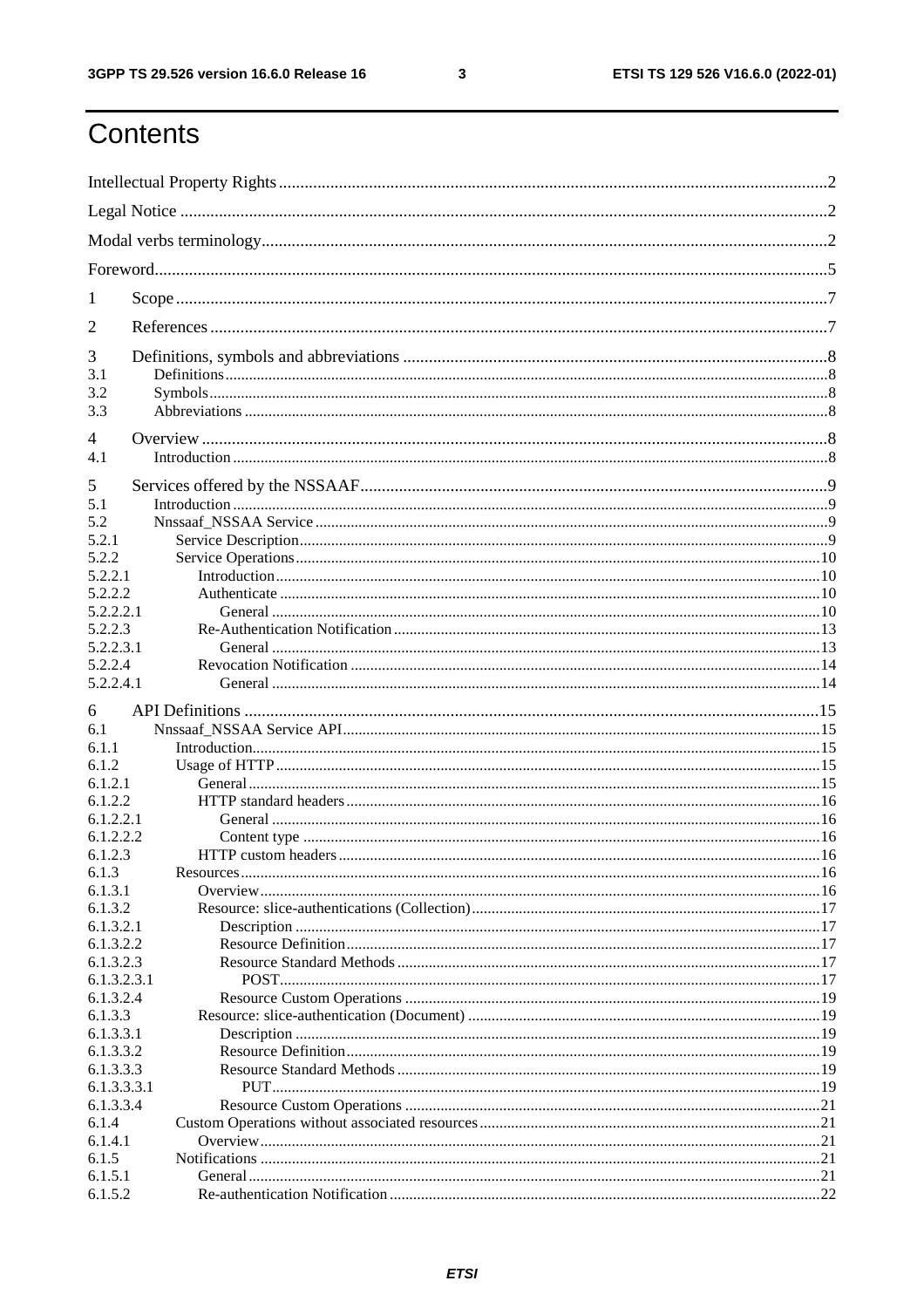# Contents

Intellectual Property Rights ..... 2

Legal Notice ..... 2

Modal verbs terminology ..... 2

Foreword ..... 5

1 Scope ..... 7

2 References ..... 7

3 Definitions, symbols and abbreviations ..... 8
3.1 Definitions ..... 8
3.2 Symbols ..... 8
3.3 Abbreviations ..... 8

4 Overview ..... 8
4.1 Introduction ..... 8

5 Services offered by the NSSAAF ..... 9
5.1 Introduction ..... 9
5.2 Nnssaaf_NSSAA Service ..... 9
5.2.1 Service Description ..... 9
5.2.2 Service Operations ..... 10
5.2.2.1 Introduction ..... 10
5.2.2.2 Authenticate ..... 10
5.2.2.2.1 General ..... 10
5.2.2.3 Re-Authentication Notification ..... 13
5.2.2.3.1 General ..... 13
5.2.2.4 Revocation Notification ..... 14
5.2.2.4.1 General ..... 14

6 API Definitions ..... 15
6.1 Nnssaaf_NSSAA Service API ..... 15
6.1.1 Introduction ..... 15
6.1.2 Usage of HTTP ..... 15
6.1.2.1 General ..... 15
6.1.2.2 HTTP standard headers ..... 16
6.1.2.2.1 General ..... 16
6.1.2.2.2 Content type ..... 16
6.1.2.3 HTTP custom headers ..... 16
6.1.3 Resources ..... 16
6.1.3.1 Overview ..... 16
6.1.3.2 Resource: slice-authentications (Collection) ..... 17
6.1.3.2.1 Description ..... 17
6.1.3.2.2 Resource Definition ..... 17
6.1.3.2.3 Resource Standard Methods ..... 17
6.1.3.2.3.1 POST ..... 17
6.1.3.2.4 Resource Custom Operations ..... 19
6.1.3.3 Resource: slice-authentication (Document) ..... 19
6.1.3.3.1 Description ..... 19
6.1.3.3.2 Resource Definition ..... 19
6.1.3.3.3 Resource Standard Methods ..... 19
6.1.3.3.3.1 PUT ..... 19
6.1.3.3.4 Resource Custom Operations ..... 21
6.1.4 Custom Operations without associated resources ..... 21
6.1.4.1 Overview ..... 21
6.1.5 Notifications ..... 21
6.1.5.1 General ..... 21
6.1.5.2 Re-authentication Notification ..... 22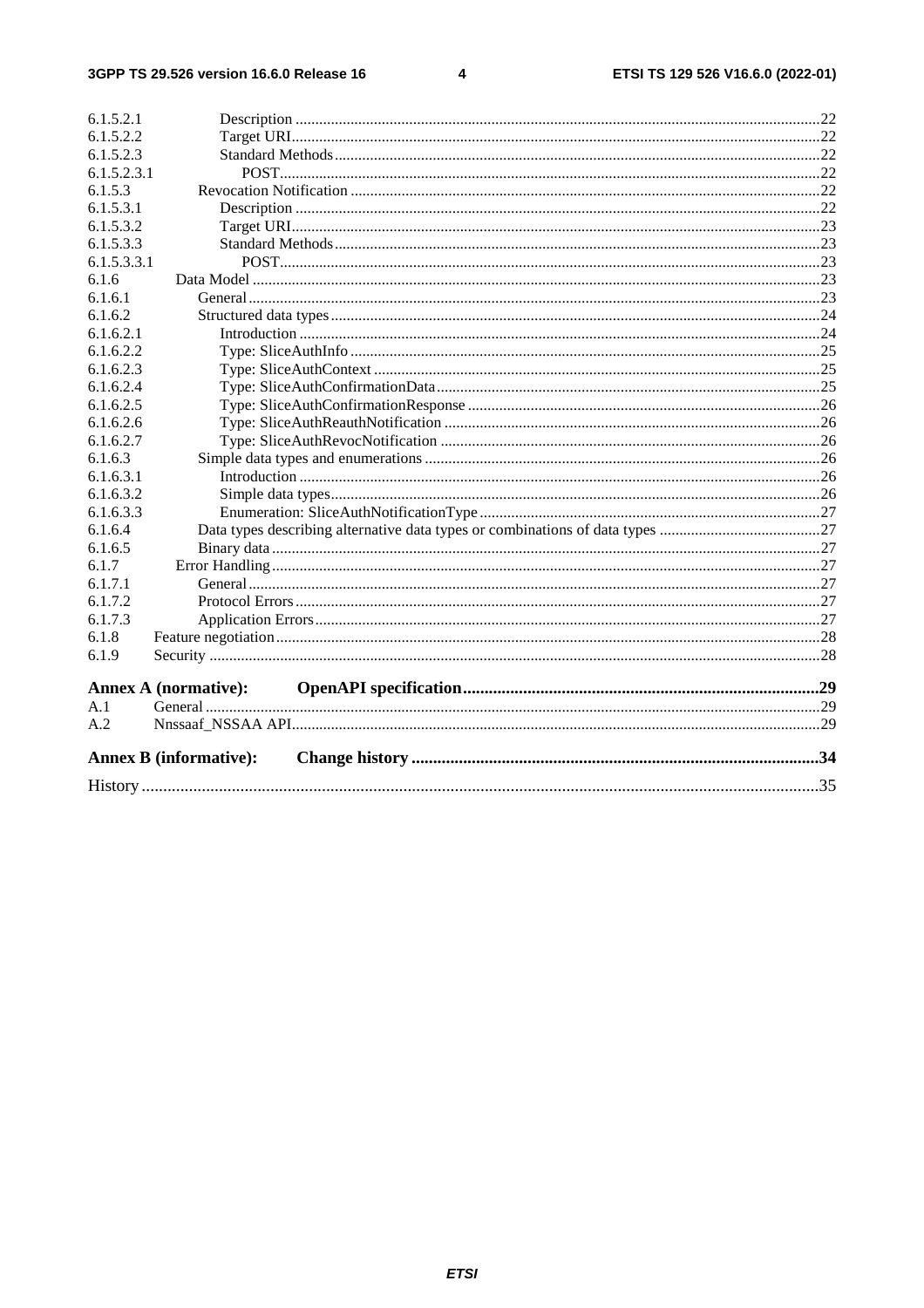6.1.5.2.1 Description ....................................................................................................................................22
6.1.5.2.2 Target URI.....................................................................................................................................22
6.1.5.2.3 Standard Methods..........................................................................................................................22
6.1.5.2.3.1 POST........................................................................................................................................22
6.1.5.3 Revocation Notification ......................................................................................................................22
6.1.5.3.1 Description ....................................................................................................................................22
6.1.5.3.2 Target URI.....................................................................................................................................23
6.1.5.3.3 Standard Methods..........................................................................................................................23
6.1.5.3.3.1 POST........................................................................................................................................23
6.1.6 Data Model ...............................................................................................................................................23
6.1.6.1 General................................................................................................................................................23
6.1.6.2 Structured data types...........................................................................................................................24
6.1.6.2.1 Introduction ...................................................................................................................................24
6.1.6.2.2 Type: SliceAuthInfo ......................................................................................................................25
6.1.6.2.3 Type: SliceAuthContext ................................................................................................................25
6.1.6.2.4 Type: SliceAuthConfirmationData.................................................................................................25
6.1.6.2.5 Type: SliceAuthConfirmationResponse .........................................................................................26
6.1.6.2.6 Type: SliceAuthReauthNotification ...............................................................................................26
6.1.6.2.7 Type: SliceAuthRevocNotification ................................................................................................26
6.1.6.3 Simple data types and enumerations ....................................................................................................26
6.1.6.3.1 Introduction ...................................................................................................................................26
6.1.6.3.2 Simple data types...........................................................................................................................26
6.1.6.3.3 Enumeration: SliceAuthNotificationType......................................................................................27
6.1.6.4 Data types describing alternative data types or combinations of data types .........................................27
6.1.6.5 Binary data ..........................................................................................................................................27
6.1.7 Error Handling..........................................................................................................................................27
6.1.7.1 General................................................................................................................................................27
6.1.7.2 Protocol Errors....................................................................................................................................27
6.1.7.3 Application Errors...............................................................................................................................27
6.1.8 Feature negotiation....................................................................................................................................28
6.1.9 Security .....................................................................................................................................................28

**Annex A (normative): OpenAPI specification...................................................................................29**

A.1 General ........................................................................................................................................................29
A.2 Nnssaaf_NSSAA API....................................................................................................................................29

**Annex B (informative): Change history ..............................................................................................34**

History ..............................................................................................................................................................35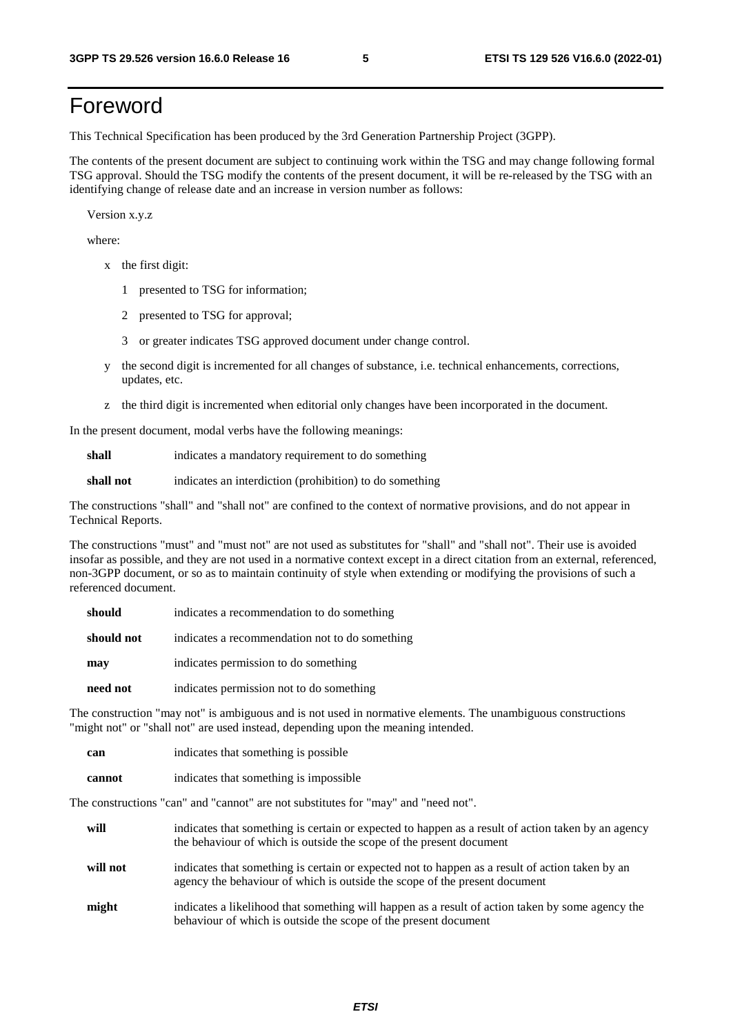# Foreword

This Technical Specification has been produced by the 3rd Generation Partnership Project (3GPP).

The contents of the present document are subject to continuing work within the TSG and may change following formal TSG approval. Should the TSG modify the contents of the present document, it will be re-released by the TSG with an identifying change of release date and an increase in version number as follows:

Version x.y.z

where:

- x the first digit:
  - 1 presented to TSG for information;
  - 2 presented to TSG for approval;
  - 3 or greater indicates TSG approved document under change control.
- y the second digit is incremented for all changes of substance, i.e. technical enhancements, corrections, updates, etc.
- z the third digit is incremented when editorial only changes have been incorporated in the document.

In the present document, modal verbs have the following meanings:

**shall** indicates a mandatory requirement to do something

**shall not** indicates an interdiction (prohibition) to do something

The constructions "shall" and "shall not" are confined to the context of normative provisions, and do not appear in Technical Reports.

The constructions "must" and "must not" are not used as substitutes for "shall" and "shall not". Their use is avoided insofar as possible, and they are not used in a normative context except in a direct citation from an external, referenced, non-3GPP document, or so as to maintain continuity of style when extending or modifying the provisions of such a referenced document.

**should** indicates a recommendation to do something

**should not** indicates a recommendation not to do something

**may** indicates permission to do something

**need not** indicates permission not to do something

The construction "may not" is ambiguous and is not used in normative elements. The unambiguous constructions "might not" or "shall not" are used instead, depending upon the meaning intended.

**can** indicates that something is possible

**cannot** indicates that something is impossible

The constructions "can" and "cannot" are not substitutes for "may" and "need not".

**will** indicates that something is certain or expected to happen as a result of action taken by an agency the behaviour of which is outside the scope of the present document

**will not** indicates that something is certain or expected not to happen as a result of action taken by an agency the behaviour of which is outside the scope of the present document

**might** indicates a likelihood that something will happen as a result of action taken by some agency the behaviour of which is outside the scope of the present document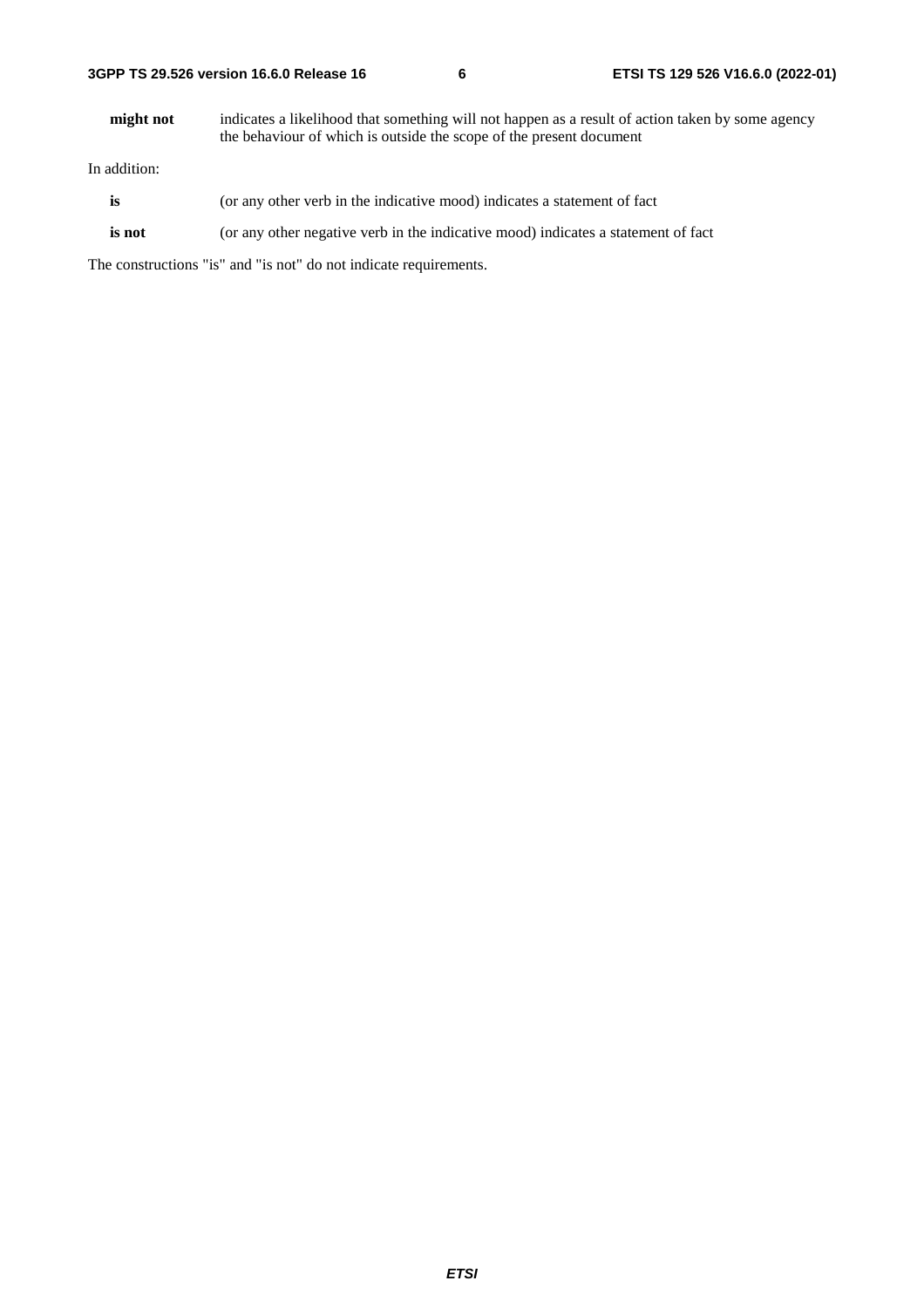**might not** indicates a likelihood that something will not happen as a result of action taken by some agency the behaviour of which is outside the scope of the present document

In addition:

**is** (or any other verb in the indicative mood) indicates a statement of fact

**is not** (or any other negative verb in the indicative mood) indicates a statement of fact

The constructions "is" and "is not" do not indicate requirements.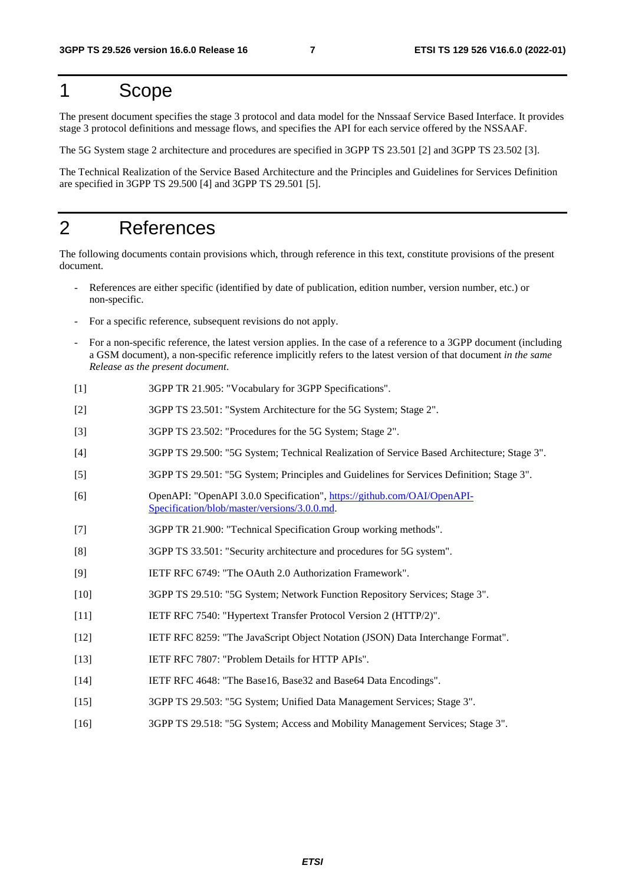# 1 Scope

The present document specifies the stage 3 protocol and data model for the Nnssaaf Service Based Interface. It provides stage 3 protocol definitions and message flows, and specifies the API for each service offered by the NSSAAF.

The 5G System stage 2 architecture and procedures are specified in 3GPP TS 23.501 [2] and 3GPP TS 23.502 [3].

The Technical Realization of the Service Based Architecture and the Principles and Guidelines for Services Definition are specified in 3GPP TS 29.500 [4] and 3GPP TS 29.501 [5].

# 2 References

The following documents contain provisions which, through reference in this text, constitute provisions of the present document.

- References are either specific (identified by date of publication, edition number, version number, etc.) or non-specific.
- For a specific reference, subsequent revisions do not apply.
- For a non-specific reference, the latest version applies. In the case of a reference to a 3GPP document (including a GSM document), a non-specific reference implicitly refers to the latest version of that document *in the same Release as the present document*.

[1] 3GPP TR 21.905: "Vocabulary for 3GPP Specifications".

[2] 3GPP TS 23.501: "System Architecture for the 5G System; Stage 2".

[3] 3GPP TS 23.502: "Procedures for the 5G System; Stage 2".

[4] 3GPP TS 29.500: "5G System; Technical Realization of Service Based Architecture; Stage 3".

[5] 3GPP TS 29.501: "5G System; Principles and Guidelines for Services Definition; Stage 3".

[6] OpenAPI: "OpenAPI 3.0.0 Specification", https://github.com/OAI/OpenAPI-Specification/blob/master/versions/3.0.0.md.

[7] 3GPP TR 21.900: "Technical Specification Group working methods".

[8] 3GPP TS 33.501: "Security architecture and procedures for 5G system".

[9] IETF RFC 6749: "The OAuth 2.0 Authorization Framework".

[10] 3GPP TS 29.510: "5G System; Network Function Repository Services; Stage 3".

[11] IETF RFC 7540: "Hypertext Transfer Protocol Version 2 (HTTP/2)".

[12] IETF RFC 8259: "The JavaScript Object Notation (JSON) Data Interchange Format".

[13] IETF RFC 7807: "Problem Details for HTTP APIs".

[14] IETF RFC 4648: "The Base16, Base32 and Base64 Data Encodings".

[15] 3GPP TS 29.503: "5G System; Unified Data Management Services; Stage 3".

[16] 3GPP TS 29.518: "5G System; Access and Mobility Management Services; Stage 3".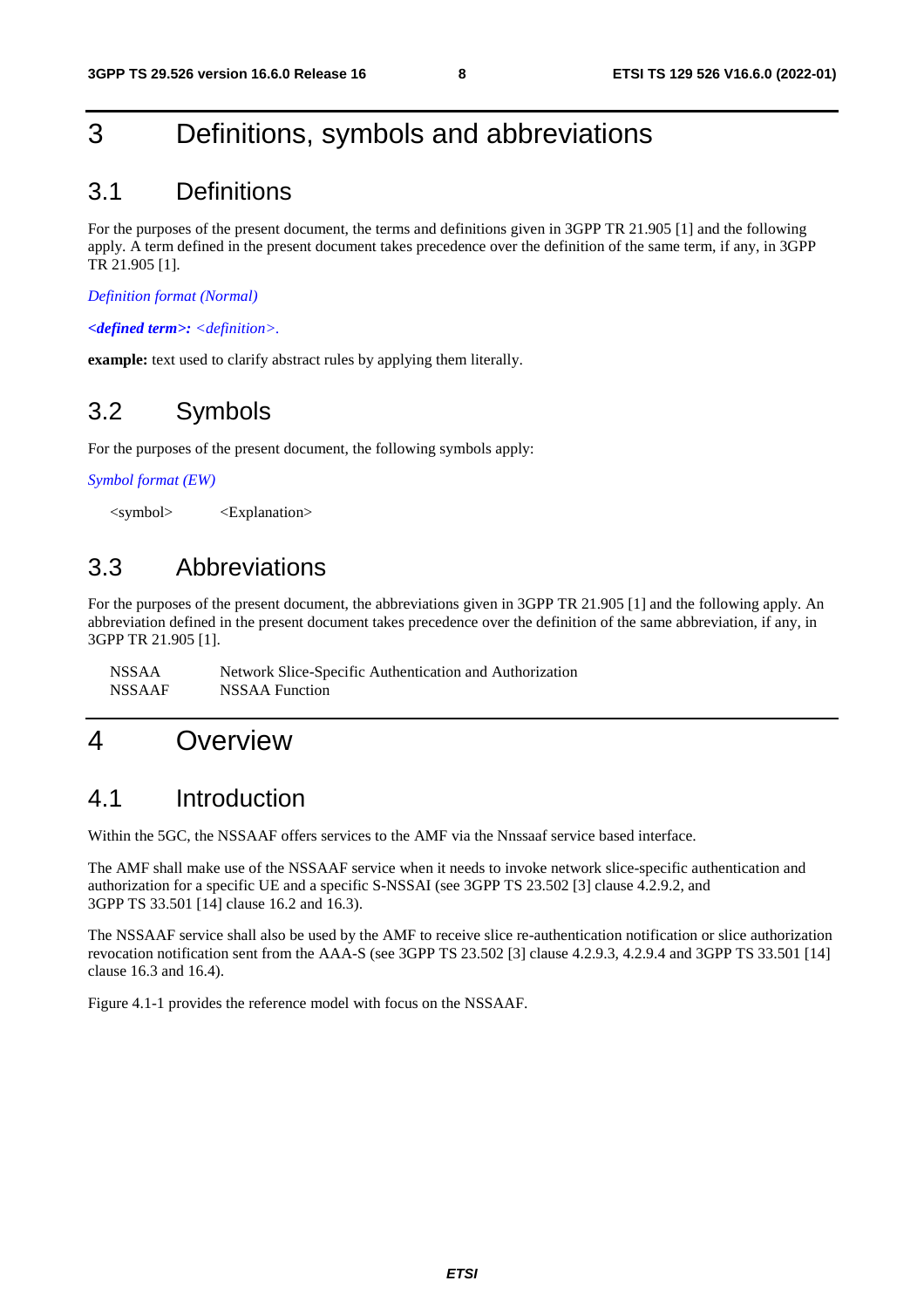# 3 Definitions, symbols and abbreviations

## 3.1 Definitions

For the purposes of the present document, the terms and definitions given in 3GPP TR 21.905 [1] and the following apply. A term defined in the present document takes precedence over the definition of the same term, if any, in 3GPP TR 21.905 [1].

*Definition format (Normal)*

***<defined term>:*** *<definition>.*

**example:** text used to clarify abstract rules by applying them literally.

## 3.2 Symbols

For the purposes of the present document, the following symbols apply:

*Symbol format (EW)*

<symbol> <Explanation>

## 3.3 Abbreviations

For the purposes of the present document, the abbreviations given in 3GPP TR 21.905 [1] and the following apply. An abbreviation defined in the present document takes precedence over the definition of the same abbreviation, if any, in 3GPP TR 21.905 [1].

NSSAA Network Slice-Specific Authentication and Authorization
NSSAAF NSSAA Function

# 4 Overview

## 4.1 Introduction

Within the 5GC, the NSSAAF offers services to the AMF via the Nnssaaf service based interface.

The AMF shall make use of the NSSAAF service when it needs to invoke network slice-specific authentication and authorization for a specific UE and a specific S-NSSAI (see 3GPP TS 23.502 [3] clause 4.2.9.2, and 3GPP TS 33.501 [14] clause 16.2 and 16.3).

The NSSAAF service shall also be used by the AMF to receive slice re-authentication notification or slice authorization revocation notification sent from the AAA-S (see 3GPP TS 23.502 [3] clause 4.2.9.3, 4.2.9.4 and 3GPP TS 33.501 [14] clause 16.3 and 16.4).

Figure 4.1-1 provides the reference model with focus on the NSSAAF.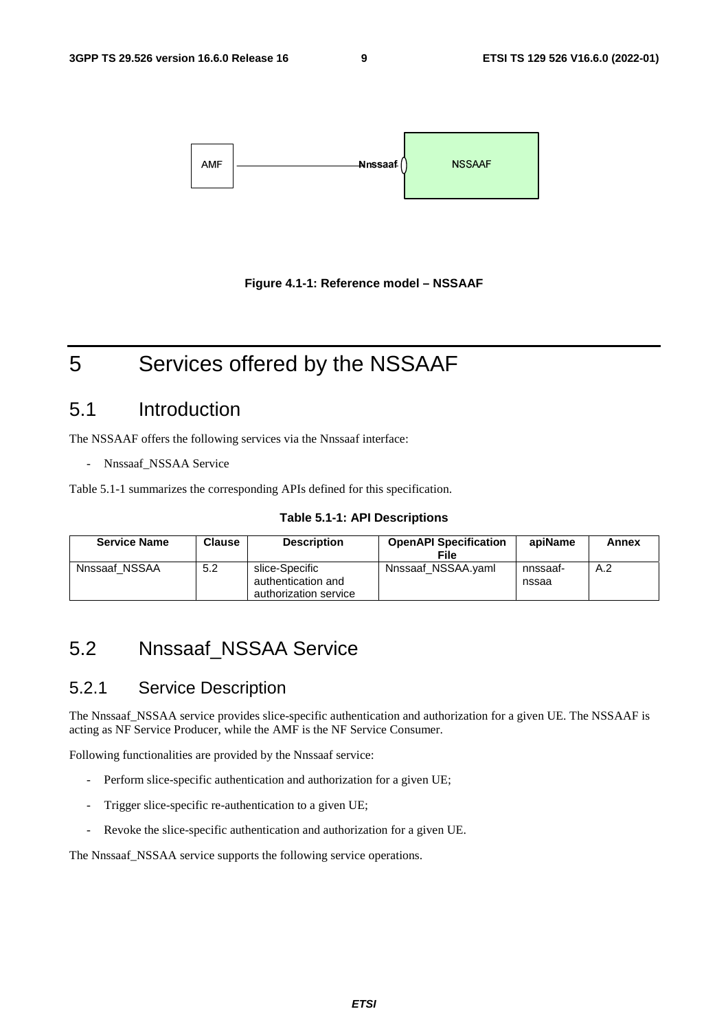AMF —— Nnssaaf —— NSSAAF

**Figure 4.1-1: Reference model – NSSAAF**

# 5 Services offered by the NSSAAF

## 5.1 Introduction

The NSSAAF offers the following services via the Nnssaaf interface:

- Nnssaaf_NSSAA Service

Table 5.1-1 summarizes the corresponding APIs defined for this specification.

**Table 5.1-1: API Descriptions**

| Service Name | Clause | Description | OpenAPI Specification File | apiName | Annex |
| --- | --- | --- | --- | --- | --- |
| Nnssaaf_NSSAA | 5.2 | slice-Specific authentication and authorization service | Nnssaaf_NSSAA.yaml | nnssaaf-nssaa | A.2 |

## 5.2 Nnssaaf_NSSAA Service

### 5.2.1 Service Description

The Nnssaaf_NSSAA service provides slice-specific authentication and authorization for a given UE. The NSSAAF is acting as NF Service Producer, while the AMF is the NF Service Consumer.

Following functionalities are provided by the Nnssaaf service:

- Perform slice-specific authentication and authorization for a given UE;
- Trigger slice-specific re-authentication to a given UE;
- Revoke the slice-specific authentication and authorization for a given UE.

The Nnssaaf_NSSAA service supports the following service operations.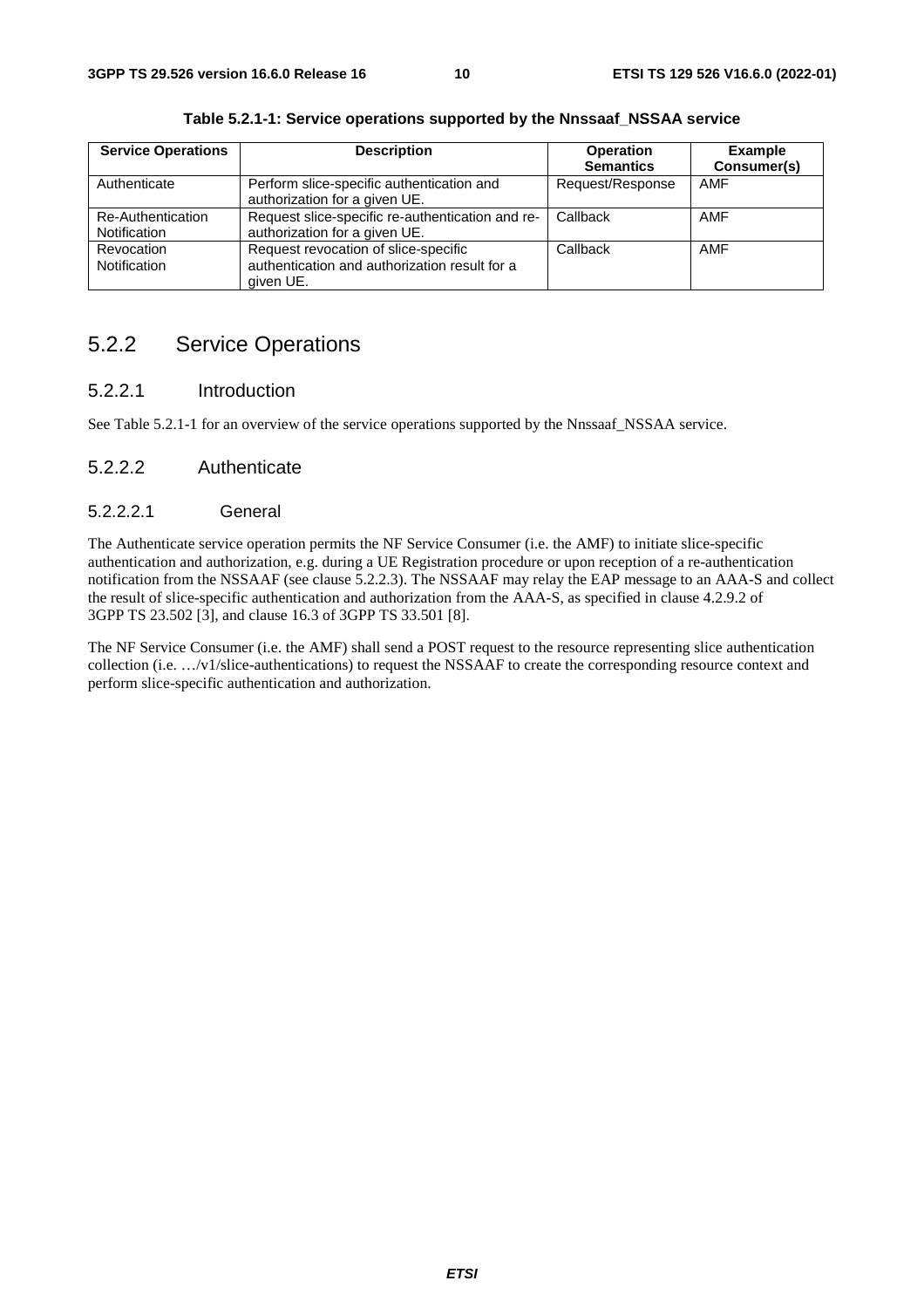**Table 5.2.1-1: Service operations supported by the Nnssaaf_NSSAA service**

| Service Operations | Description | Operation Semantics | Example Consumer(s) |
| --- | --- | --- | --- |
| Authenticate | Perform slice-specific authentication and authorization for a given UE. | Request/Response | AMF |
| Re-Authentication Notification | Request slice-specific re-authentication and re-authorization for a given UE. | Callback | AMF |
| Revocation Notification | Request revocation of slice-specific authentication and authorization result for a given UE. | Callback | AMF |

## 5.2.2 Service Operations

### 5.2.2.1 Introduction

See Table 5.2.1-1 for an overview of the service operations supported by the Nnssaaf_NSSAA service.

### 5.2.2.2 Authenticate

#### 5.2.2.2.1 General

The Authenticate service operation permits the NF Service Consumer (i.e. the AMF) to initiate slice-specific authentication and authorization, e.g. during a UE Registration procedure or upon reception of a re-authentication notification from the NSSAAF (see clause 5.2.2.3). The NSSAAF may relay the EAP message to an AAA-S and collect the result of slice-specific authentication and authorization from the AAA-S, as specified in clause 4.2.9.2 of 3GPP TS 23.502 [3], and clause 16.3 of 3GPP TS 33.501 [8].

The NF Service Consumer (i.e. the AMF) shall send a POST request to the resource representing slice authentication collection (i.e. …/v1/slice-authentications) to request the NSSAAF to create the corresponding resource context and perform slice-specific authentication and authorization.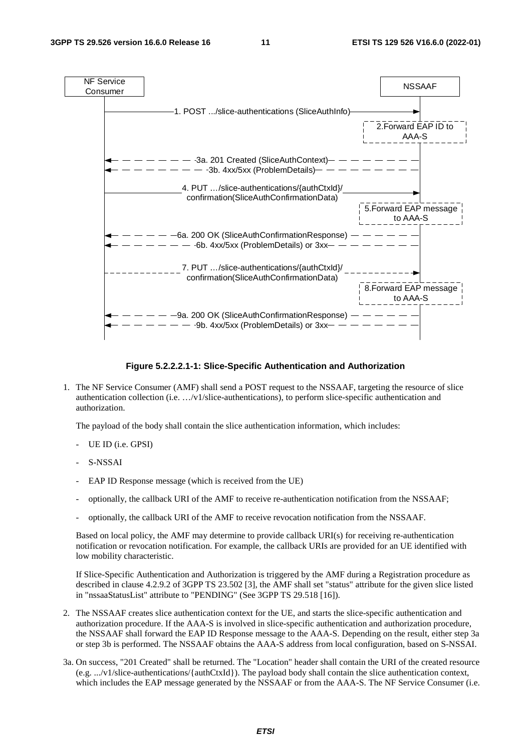**Figure 5.2.2.2.1-1: Slice-Specific Authentication and Authorization**

1. The NF Service Consumer (AMF) shall send a POST request to the NSSAAF, targeting the resource of slice authentication collection (i.e. …/v1/slice-authentications), to perform slice-specific authentication and authorization.

   The payload of the body shall contain the slice authentication information, which includes:

   - UE ID (i.e. GPSI)
   - S-NSSAI
   - EAP ID Response message (which is received from the UE)
   - optionally, the callback URI of the AMF to receive re-authentication notification from the NSSAAF;
   - optionally, the callback URI of the AMF to receive revocation notification from the NSSAAF.

   Based on local policy, the AMF may determine to provide callback URI(s) for receiving re-authentication notification or revocation notification. For example, the callback URIs are provided for an UE identified with low mobility characteristic.

   If Slice-Specific Authentication and Authorization is triggered by the AMF during a Registration procedure as described in clause 4.2.9.2 of 3GPP TS 23.502 [3], the AMF shall set "status" attribute for the given slice listed in "nssaaStatusList" attribute to "PENDING" (See 3GPP TS 29.518 [16]).

2. The NSSAAF creates slice authentication context for the UE, and starts the slice-specific authentication and authorization procedure. If the AAA-S is involved in slice-specific authentication and authorization procedure, the NSSAAF shall forward the EAP ID Response message to the AAA-S. Depending on the result, either step 3a or step 3b is performed. The NSSAAF obtains the AAA-S address from local configuration, based on S-NSSAI.

3a. On success, "201 Created" shall be returned. The "Location" header shall contain the URI of the created resource (e.g. .../v1/slice-authentications/{authCtxId}). The payload body shall contain the slice authentication context, which includes the EAP message generated by the NSSAAF or from the AAA-S. The NF Service Consumer (i.e.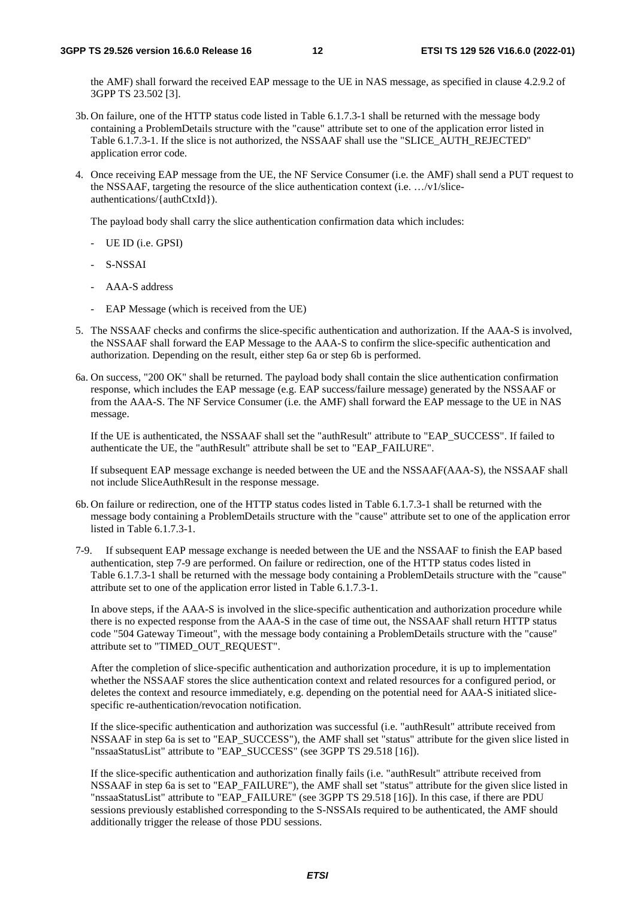the AMF) shall forward the received EAP message to the UE in NAS message, as specified in clause 4.2.9.2 of 3GPP TS 23.502 [3].

3b. On failure, one of the HTTP status code listed in Table 6.1.7.3-1 shall be returned with the message body containing a ProblemDetails structure with the "cause" attribute set to one of the application error listed in Table 6.1.7.3-1. If the slice is not authorized, the NSSAAF shall use the "SLICE_AUTH_REJECTED" application error code.

4. Once receiving EAP message from the UE, the NF Service Consumer (i.e. the AMF) shall send a PUT request to the NSSAAF, targeting the resource of the slice authentication context (i.e. …/v1/slice-authentications/{authCtxId}).

   The payload body shall carry the slice authentication confirmation data which includes:

   - UE ID (i.e. GPSI)
   - S-NSSAI
   - AAA-S address
   - EAP Message (which is received from the UE)

5. The NSSAAF checks and confirms the slice-specific authentication and authorization. If the AAA-S is involved, the NSSAAF shall forward the EAP Message to the AAA-S to confirm the slice-specific authentication and authorization. Depending on the result, either step 6a or step 6b is performed.

6a. On success, "200 OK" shall be returned. The payload body shall contain the slice authentication confirmation response, which includes the EAP message (e.g. EAP success/failure message) generated by the NSSAAF or from the AAA-S. The NF Service Consumer (i.e. the AMF) shall forward the EAP message to the UE in NAS message.

   If the UE is authenticated, the NSSAAF shall set the "authResult" attribute to "EAP_SUCCESS". If failed to authenticate the UE, the "authResult" attribute shall be set to "EAP_FAILURE".

   If subsequent EAP message exchange is needed between the UE and the NSSAAF(AAA-S), the NSSAAF shall not include SliceAuthResult in the response message.

6b. On failure or redirection, one of the HTTP status codes listed in Table 6.1.7.3-1 shall be returned with the message body containing a ProblemDetails structure with the "cause" attribute set to one of the application error listed in Table 6.1.7.3-1.

7-9. If subsequent EAP message exchange is needed between the UE and the NSSAAF to finish the EAP based authentication, step 7-9 are performed. On failure or redirection, one of the HTTP status codes listed in Table 6.1.7.3-1 shall be returned with the message body containing a ProblemDetails structure with the "cause" attribute set to one of the application error listed in Table 6.1.7.3-1.

   In above steps, if the AAA-S is involved in the slice-specific authentication and authorization procedure while there is no expected response from the AAA-S in the case of time out, the NSSAAF shall return HTTP status code "504 Gateway Timeout", with the message body containing a ProblemDetails structure with the "cause" attribute set to "TIMED_OUT_REQUEST".

   After the completion of slice-specific authentication and authorization procedure, it is up to implementation whether the NSSAAF stores the slice authentication context and related resources for a configured period, or deletes the context and resource immediately, e.g. depending on the potential need for AAA-S initiated slice-specific re-authentication/revocation notification.

   If the slice-specific authentication and authorization was successful (i.e. "authResult" attribute received from NSSAAF in step 6a is set to "EAP_SUCCESS"), the AMF shall set "status" attribute for the given slice listed in "nssaaStatusList" attribute to "EAP_SUCCESS" (see 3GPP TS 29.518 [16]).

   If the slice-specific authentication and authorization finally fails (i.e. "authResult" attribute received from NSSAAF in step 6a is set to "EAP_FAILURE"), the AMF shall set "status" attribute for the given slice listed in "nssaaStatusList" attribute to "EAP_FAILURE" (see 3GPP TS 29.518 [16]). In this case, if there are PDU sessions previously established corresponding to the S-NSSAIs required to be authenticated, the AMF should additionally trigger the release of those PDU sessions.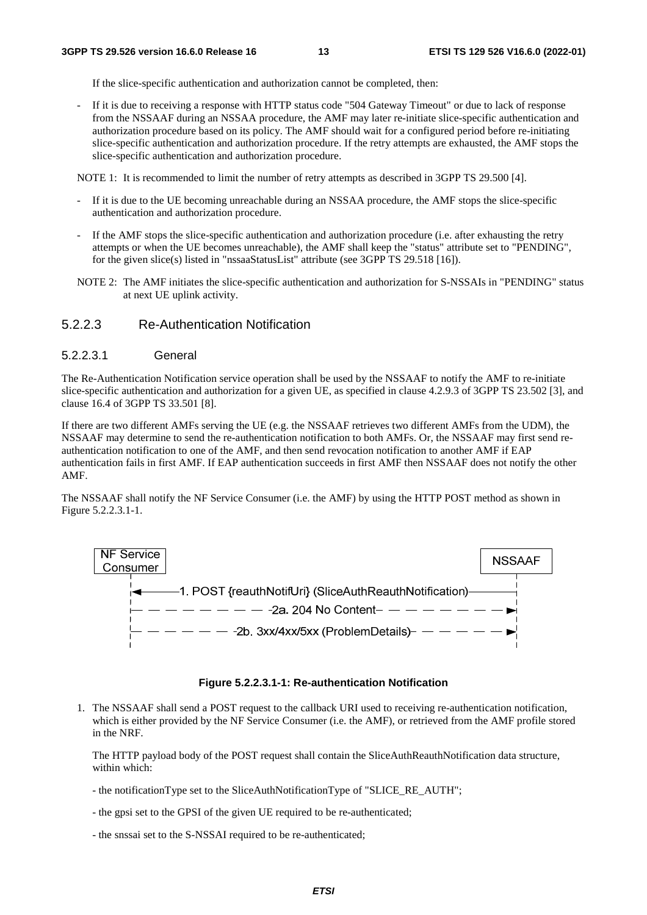If the slice-specific authentication and authorization cannot be completed, then:

- If it is due to receiving a response with HTTP status code "504 Gateway Timeout" or due to lack of response from the NSSAAF during an NSSAA procedure, the AMF may later re-initiate slice-specific authentication and authorization procedure based on its policy. The AMF should wait for a configured period before re-initiating slice-specific authentication and authorization procedure. If the retry attempts are exhausted, the AMF stops the slice-specific authentication and authorization procedure.

NOTE 1: It is recommended to limit the number of retry attempts as described in 3GPP TS 29.500 [4].

- If it is due to the UE becoming unreachable during an NSSAA procedure, the AMF stops the slice-specific authentication and authorization procedure.
- If the AMF stops the slice-specific authentication and authorization procedure (i.e. after exhausting the retry attempts or when the UE becomes unreachable), the AMF shall keep the "status" attribute set to "PENDING", for the given slice(s) listed in "nssaaStatusList" attribute (see 3GPP TS 29.518 [16]).

NOTE 2: The AMF initiates the slice-specific authentication and authorization for S-NSSAIs in "PENDING" status at next UE uplink activity.

#### 5.2.2.3 Re-Authentication Notification

##### 5.2.2.3.1 General

The Re-Authentication Notification service operation shall be used by the NSSAAF to notify the AMF to re-initiate slice-specific authentication and authorization for a given UE, as specified in clause 4.2.9.3 of 3GPP TS 23.502 [3], and clause 16.4 of 3GPP TS 33.501 [8].

If there are two different AMFs serving the UE (e.g. the NSSAAF retrieves two different AMFs from the UDM), the NSSAAF may determine to send the re-authentication notification to both AMFs. Or, the NSSAAF may first send re-authentication notification to one of the AMF, and then send revocation notification to another AMF if EAP authentication fails in first AMF. If EAP authentication succeeds in first AMF then NSSAAF does not notify the other AMF.

The NSSAAF shall notify the NF Service Consumer (i.e. the AMF) by using the HTTP POST method as shown in Figure 5.2.2.3.1-1.

```
NF Service Consumer                                              NSSAAF
        |<---- 1. POST {reauthNotifUri} (SliceAuthReauthNotification) ----|
        |- - - - - - - - - 2a. 204 No Content - - - - - - - - - - - - - ->|
        |- - - - - - - 2b. 3xx/4xx/5xx (ProblemDetails) - - - - - - - - ->|
```

**Figure 5.2.2.3.1-1: Re-authentication Notification**

1. The NSSAAF shall send a POST request to the callback URI used to receiving re-authentication notification, which is either provided by the NF Service Consumer (i.e. the AMF), or retrieved from the AMF profile stored in the NRF.

   The HTTP payload body of the POST request shall contain the SliceAuthReauthNotification data structure, within which:

   - the notificationType set to the SliceAuthNotificationType of "SLICE_RE_AUTH";

   - the gpsi set to the GPSI of the given UE required to be re-authenticated;

   - the snssai set to the S-NSSAI required to be re-authenticated;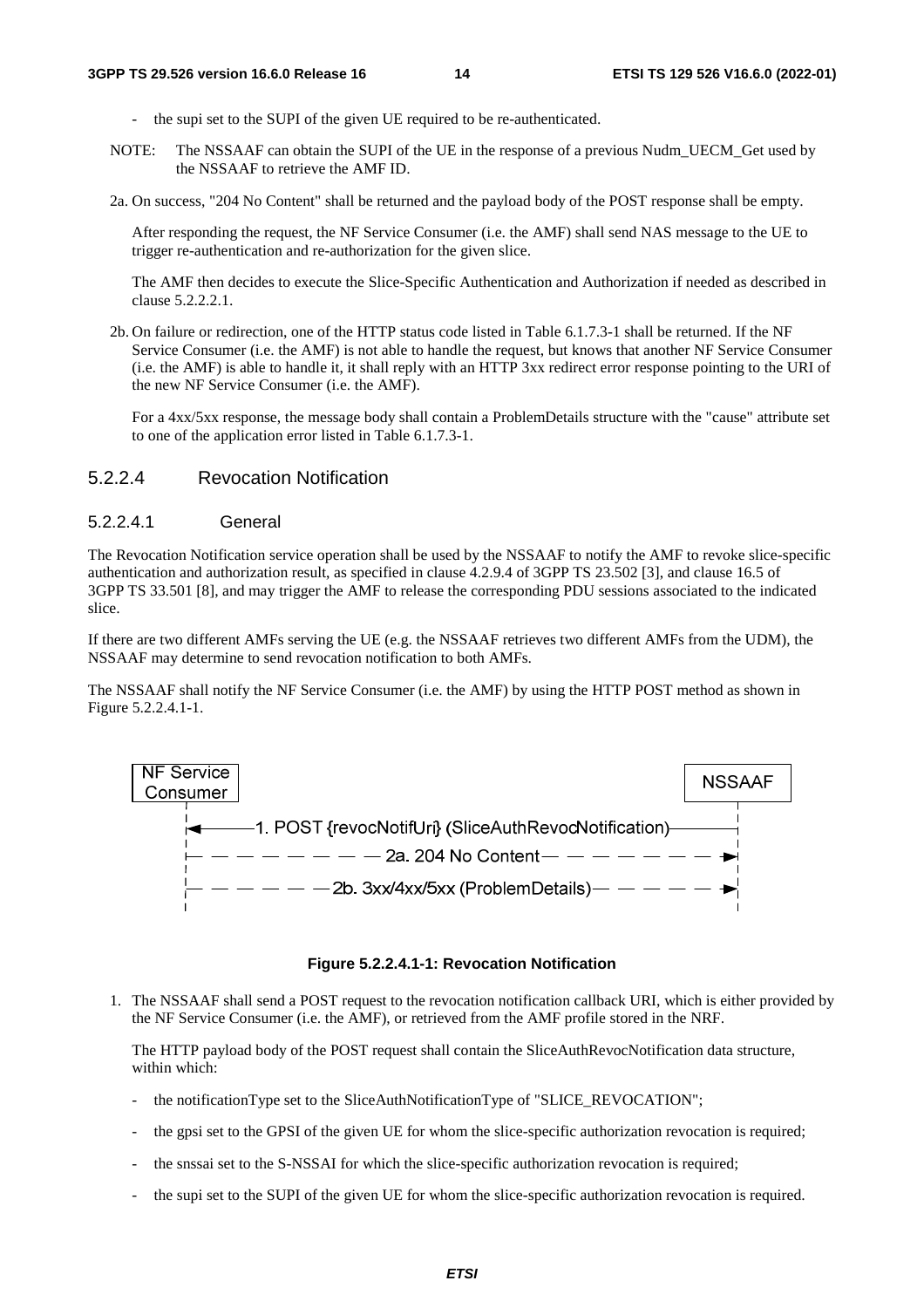- the supi set to the SUPI of the given UE required to be re-authenticated.

NOTE: The NSSAAF can obtain the SUPI of the UE in the response of a previous Nudm_UECM_Get used by the NSSAAF to retrieve the AMF ID.

2a. On success, "204 No Content" shall be returned and the payload body of the POST response shall be empty.

After responding the request, the NF Service Consumer (i.e. the AMF) shall send NAS message to the UE to trigger re-authentication and re-authorization for the given slice.

The AMF then decides to execute the Slice-Specific Authentication and Authorization if needed as described in clause 5.2.2.2.1.

2b. On failure or redirection, one of the HTTP status code listed in Table 6.1.7.3-1 shall be returned. If the NF Service Consumer (i.e. the AMF) is not able to handle the request, but knows that another NF Service Consumer (i.e. the AMF) is able to handle it, it shall reply with an HTTP 3xx redirect error response pointing to the URI of the new NF Service Consumer (i.e. the AMF).

For a 4xx/5xx response, the message body shall contain a ProblemDetails structure with the "cause" attribute set to one of the application error listed in Table 6.1.7.3-1.

### 5.2.2.4 Revocation Notification

#### 5.2.2.4.1 General

The Revocation Notification service operation shall be used by the NSSAAF to notify the AMF to revoke slice-specific authentication and authorization result, as specified in clause 4.2.9.4 of 3GPP TS 23.502 [3], and clause 16.5 of 3GPP TS 33.501 [8], and may trigger the AMF to release the corresponding PDU sessions associated to the indicated slice.

If there are two different AMFs serving the UE (e.g. the NSSAAF retrieves two different AMFs from the UDM), the NSSAAF may determine to send revocation notification to both AMFs.

The NSSAAF shall notify the NF Service Consumer (i.e. the AMF) by using the HTTP POST method as shown in Figure 5.2.2.4.1-1.

NF Service Consumer | NSSAAF

1. POST {revocNotifUri} (SliceAuthRevocNotification)

2a. 204 No Content

2b. 3xx/4xx/5xx (ProblemDetails)

**Figure 5.2.2.4.1-1: Revocation Notification**

1. The NSSAAF shall send a POST request to the revocation notification callback URI, which is either provided by the NF Service Consumer (i.e. the AMF), or retrieved from the AMF profile stored in the NRF.

   The HTTP payload body of the POST request shall contain the SliceAuthRevocNotification data structure, within which:

   - the notificationType set to the SliceAuthNotificationType of "SLICE_REVOCATION";
   - the gpsi set to the GPSI of the given UE for whom the slice-specific authorization revocation is required;
   - the snssai set to the S-NSSAI for which the slice-specific authorization revocation is required;
   - the supi set to the SUPI of the given UE for whom the slice-specific authorization revocation is required.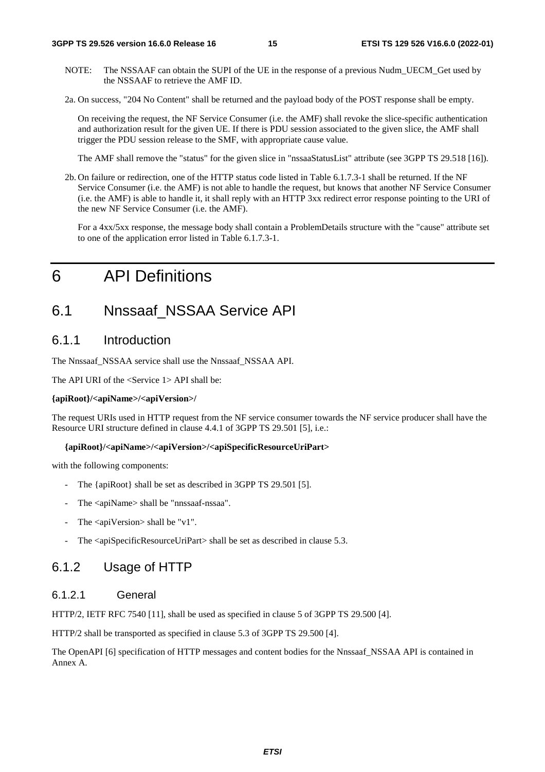NOTE: The NSSAAF can obtain the SUPI of the UE in the response of a previous Nudm_UECM_Get used by the NSSAAF to retrieve the AMF ID.

2a. On success, "204 No Content" shall be returned and the payload body of the POST response shall be empty.

On receiving the request, the NF Service Consumer (i.e. the AMF) shall revoke the slice-specific authentication and authorization result for the given UE. If there is PDU session associated to the given slice, the AMF shall trigger the PDU session release to the SMF, with appropriate cause value.

The AMF shall remove the "status" for the given slice in "nssaaStatusList" attribute (see 3GPP TS 29.518 [16]).

2b. On failure or redirection, one of the HTTP status code listed in Table 6.1.7.3-1 shall be returned. If the NF Service Consumer (i.e. the AMF) is not able to handle the request, but knows that another NF Service Consumer (i.e. the AMF) is able to handle it, it shall reply with an HTTP 3xx redirect error response pointing to the URI of the new NF Service Consumer (i.e. the AMF).

For a 4xx/5xx response, the message body shall contain a ProblemDetails structure with the "cause" attribute set to one of the application error listed in Table 6.1.7.3-1.

# 6 API Definitions

## 6.1 Nnssaaf_NSSAA Service API

### 6.1.1 Introduction

The Nnssaaf_NSSAA service shall use the Nnssaaf_NSSAA API.

The API URI of the <Service 1> API shall be:

**{apiRoot}/<apiName>/<apiVersion>/**

The request URIs used in HTTP request from the NF service consumer towards the NF service producer shall have the Resource URI structure defined in clause 4.4.1 of 3GPP TS 29.501 [5], i.e.:

**{apiRoot}/<apiName>/<apiVersion>/<apiSpecificResourceUriPart>**

with the following components:

- The {apiRoot} shall be set as described in 3GPP TS 29.501 [5].
- The <apiName> shall be "nnssaaf-nssaa".
- The <apiVersion> shall be "v1".
- The <apiSpecificResourceUriPart> shall be set as described in clause 5.3.

### 6.1.2 Usage of HTTP

#### 6.1.2.1 General

HTTP/2, IETF RFC 7540 [11], shall be used as specified in clause 5 of 3GPP TS 29.500 [4].

HTTP/2 shall be transported as specified in clause 5.3 of 3GPP TS 29.500 [4].

The OpenAPI [6] specification of HTTP messages and content bodies for the Nnssaaf_NSSAA API is contained in Annex A.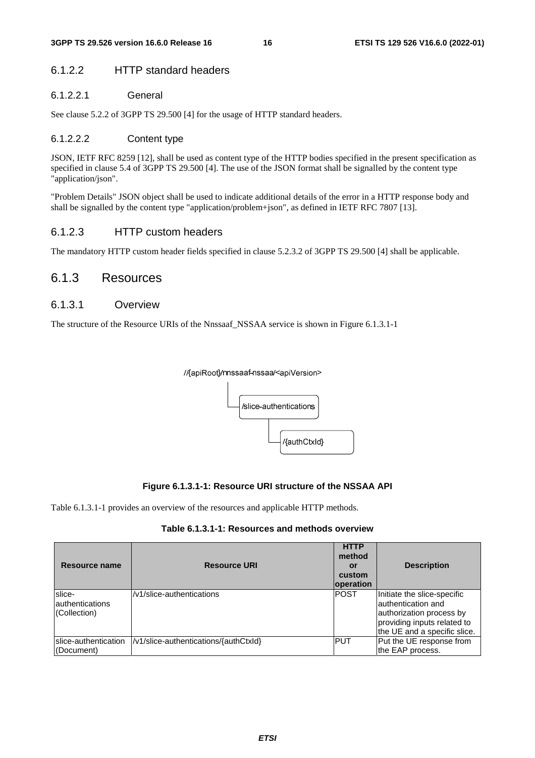#### 6.1.2.2 HTTP standard headers

##### 6.1.2.2.1 General

See clause 5.2.2 of 3GPP TS 29.500 [4] for the usage of HTTP standard headers.

##### 6.1.2.2.2 Content type

JSON, IETF RFC 8259 [12], shall be used as content type of the HTTP bodies specified in the present specification as specified in clause 5.4 of 3GPP TS 29.500 [4]. The use of the JSON format shall be signalled by the content type "application/json".

"Problem Details" JSON object shall be used to indicate additional details of the error in a HTTP response body and shall be signalled by the content type "application/problem+json", as defined in IETF RFC 7807 [13].

#### 6.1.2.3 HTTP custom headers

The mandatory HTTP custom header fields specified in clause 5.2.3.2 of 3GPP TS 29.500 [4] shall be applicable.

### 6.1.3 Resources

#### 6.1.3.1 Overview

The structure of the Resource URIs of the Nnssaaf_NSSAA service is shown in Figure 6.1.3.1-1

```
//{apiRoot}/nnssaaf-nssaa/<apiVersion>
    |
    └── /slice-authentications
            |
            └── /{authCtxId}
```

**Figure 6.1.3.1-1: Resource URI structure of the NSSAA API**

Table 6.1.3.1-1 provides an overview of the resources and applicable HTTP methods.

**Table 6.1.3.1-1: Resources and methods overview**

| Resource name | Resource URI | HTTP method or custom operation | Description |
|---|---|---|---|
| slice-authentications (Collection) | /v1/slice-authentications | POST | Initiate the slice-specific authentication and authorization process by providing inputs related to the UE and a specific slice. |
| slice-authentication (Document) | /v1/slice-authentications/{authCtxId} | PUT | Put the UE response from the EAP process. |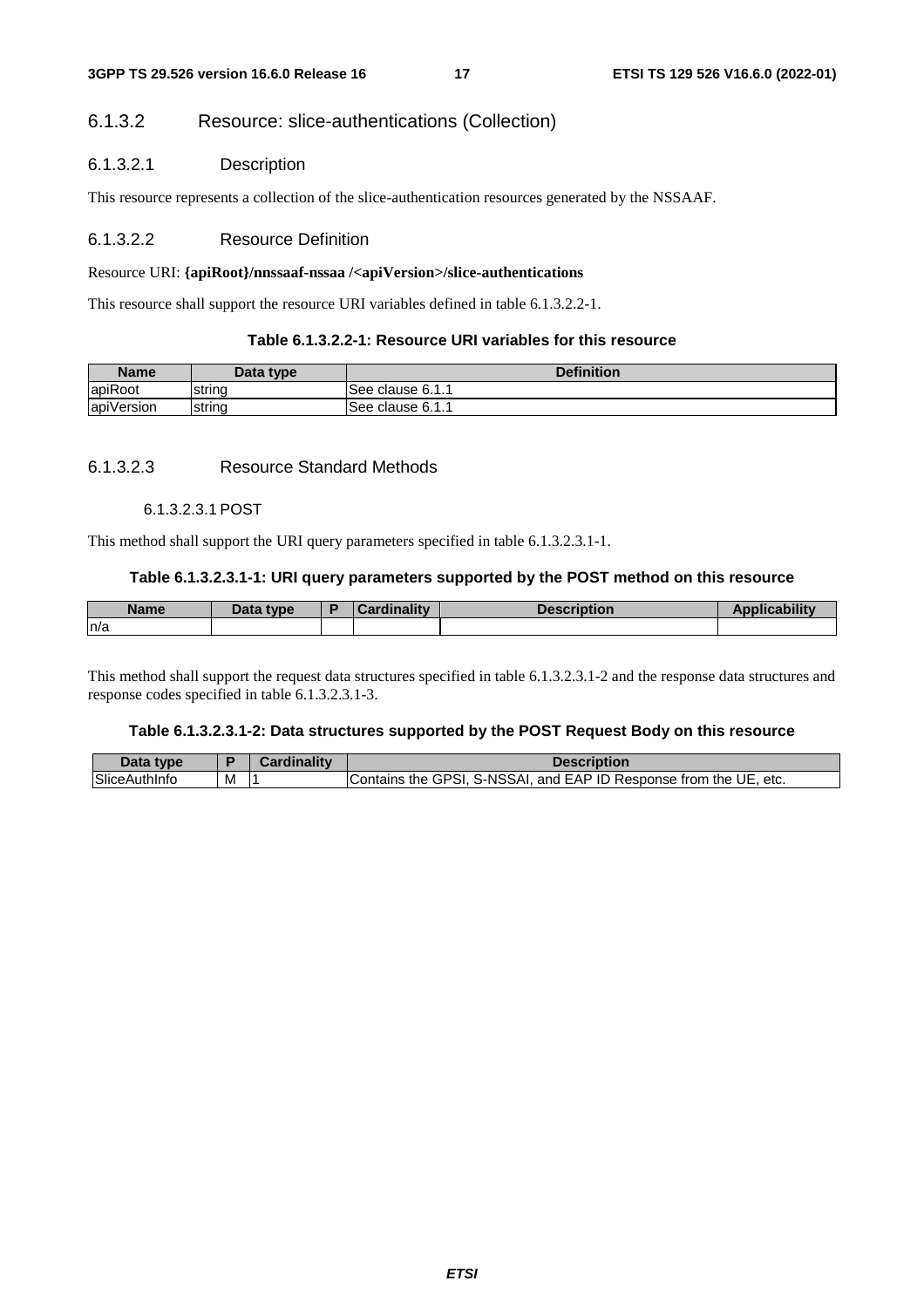#### 6.1.3.2 Resource: slice-authentications (Collection)

##### 6.1.3.2.1 Description

This resource represents a collection of the slice-authentication resources generated by the NSSAAF.

##### 6.1.3.2.2 Resource Definition

Resource URI: **{apiRoot}/nnssaaf-nssaa /<apiVersion>/slice-authentications**

This resource shall support the resource URI variables defined in table 6.1.3.2.2-1.

**Table 6.1.3.2.2-1: Resource URI variables for this resource**

| Name | Data type | Definition |
|---|---|---|
| apiRoot | string | See clause 6.1.1 |
| apiVersion | string | See clause 6.1.1 |

##### 6.1.3.2.3 Resource Standard Methods

###### 6.1.3.2.3.1 POST

This method shall support the URI query parameters specified in table 6.1.3.2.3.1-1.

**Table 6.1.3.2.3.1-1: URI query parameters supported by the POST method on this resource**

| Name | Data type | P | Cardinality | Description | Applicability |
|---|---|---|---|---|---|
| n/a | | | | | |

This method shall support the request data structures specified in table 6.1.3.2.3.1-2 and the response data structures and response codes specified in table 6.1.3.2.3.1-3.

**Table 6.1.3.2.3.1-2: Data structures supported by the POST Request Body on this resource**

| Data type | P | Cardinality | Description |
|---|---|---|---|
| SliceAuthInfo | M | 1 | Contains the GPSI, S-NSSAI, and EAP ID Response from the UE, etc. |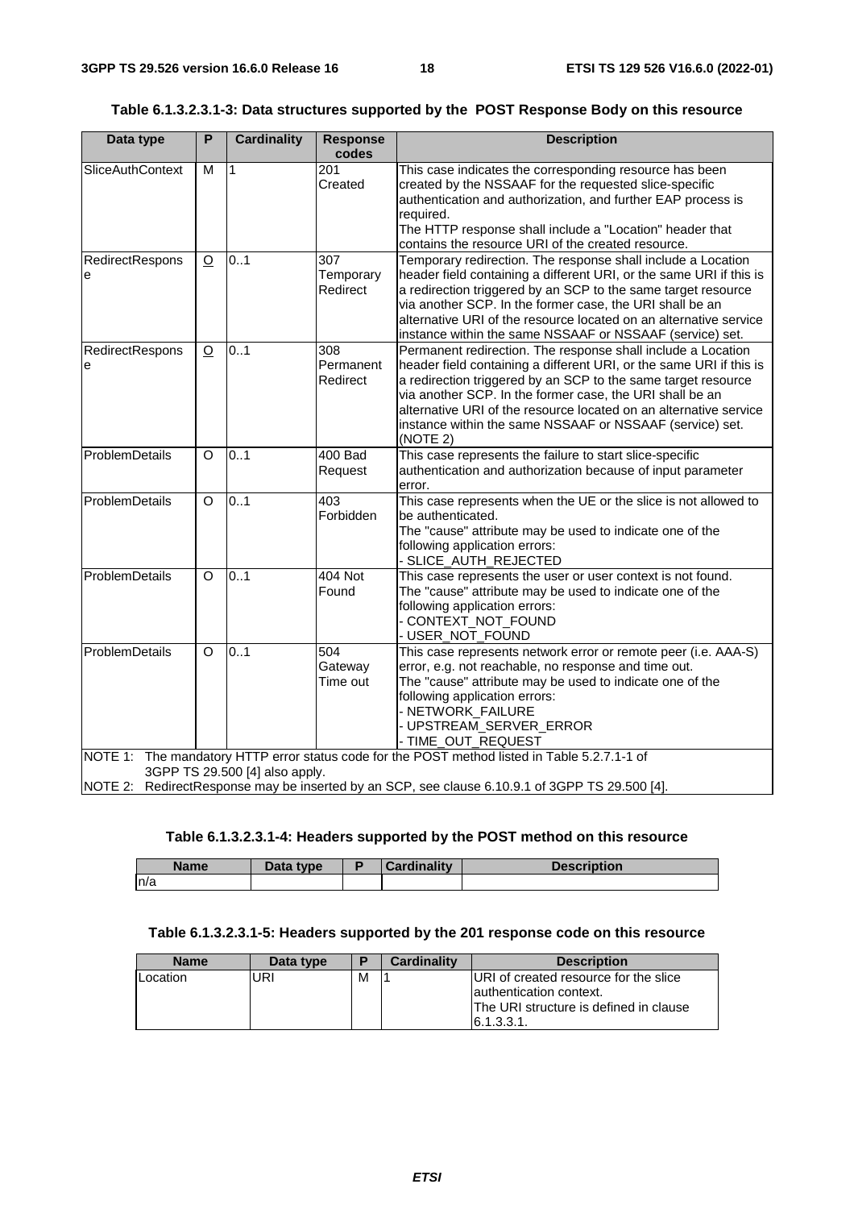**Table 6.1.3.2.3.1-3: Data structures supported by the POST Response Body on this resource**

| Data type | P | Cardinality | Response codes | Description |
|---|---|---|---|---|
| SliceAuthContext | M | 1 | 201 Created | This case indicates the corresponding resource has been created by the NSSAAF for the requested slice-specific authentication and authorization, and further EAP process is required.<br>The HTTP response shall include a "Location" header that contains the resource URI of the created resource. |
| RedirectResponse | O | 0..1 | 307 Temporary Redirect | Temporary redirection. The response shall include a Location header field containing a different URI, or the same URI if this is a redirection triggered by an SCP to the same target resource via another SCP. In the former case, the URI shall be an alternative URI of the resource located on an alternative service instance within the same NSSAAF or NSSAAF (service) set. |
| RedirectResponse | O | 0..1 | 308 Permanent Redirect | Permanent redirection. The response shall include a Location header field containing a different URI, or the same URI if this is a redirection triggered by an SCP to the same target resource via another SCP. In the former case, the URI shall be an alternative URI of the resource located on an alternative service instance within the same NSSAAF or NSSAAF (service) set. (NOTE 2) |
| ProblemDetails | O | 0..1 | 400 Bad Request | This case represents the failure to start slice-specific authentication and authorization because of input parameter error. |
| ProblemDetails | O | 0..1 | 403 Forbidden | This case represents when the UE or the slice is not allowed to be authenticated.<br>The "cause" attribute may be used to indicate one of the following application errors:<br>- SLICE_AUTH_REJECTED |
| ProblemDetails | O | 0..1 | 404 Not Found | This case represents the user or user context is not found.<br>The "cause" attribute may be used to indicate one of the following application errors:<br>- CONTEXT_NOT_FOUND<br>- USER_NOT_FOUND |
| ProblemDetails | O | 0..1 | 504 Gateway Time out | This case represents network error or remote peer (i.e. AAA-S) error, e.g. not reachable, no response and time out.<br>The "cause" attribute may be used to indicate one of the following application errors:<br>- NETWORK_FAILURE<br>- UPSTREAM_SERVER_ERROR<br>- TIME_OUT_REQUEST |

NOTE 1: The mandatory HTTP error status code for the POST method listed in Table 5.2.7.1-1 of 3GPP TS 29.500 [4] also apply.

NOTE 2: RedirectResponse may be inserted by an SCP, see clause 6.10.9.1 of 3GPP TS 29.500 [4].

**Table 6.1.3.2.3.1-4: Headers supported by the POST method on this resource**

| Name | Data type | P | Cardinality | Description |
|---|---|---|---|---|
| n/a | | | | |

**Table 6.1.3.2.3.1-5: Headers supported by the 201 response code on this resource**

| Name | Data type | P | Cardinality | Description |
|---|---|---|---|---|
| Location | URI | M | 1 | URI of created resource for the slice authentication context.<br>The URI structure is defined in clause 6.1.3.3.1. |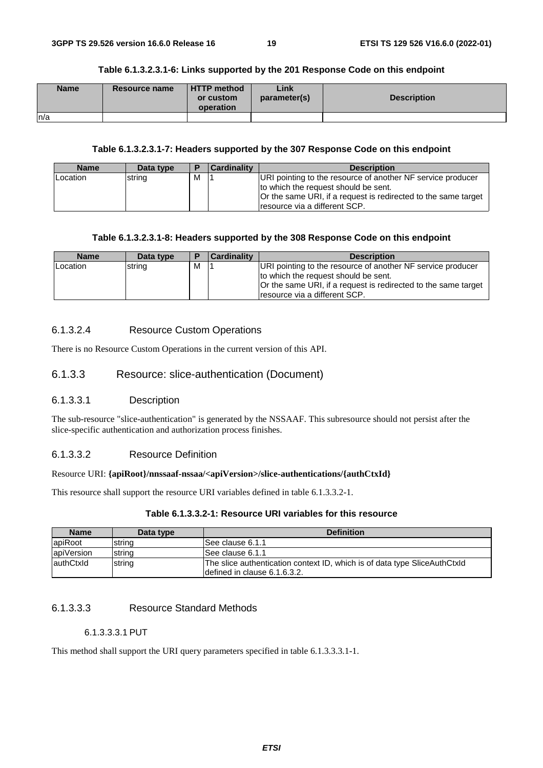**Table 6.1.3.2.3.1-6: Links supported by the 201 Response Code on this endpoint**

| Name | Resource name | HTTP method or custom operation | Link parameter(s) | Description |
| --- | --- | --- | --- | --- |
| n/a | | | | |

**Table 6.1.3.2.3.1-7: Headers supported by the 307 Response Code on this endpoint**

| Name | Data type | P | Cardinality | Description |
| --- | --- | --- | --- | --- |
| Location | string | M | 1 | URI pointing to the resource of another NF service producer to which the request should be sent.<br>Or the same URI, if a request is redirected to the same target resource via a different SCP. |

**Table 6.1.3.2.3.1-8: Headers supported by the 308 Response Code on this endpoint**

| Name | Data type | P | Cardinality | Description |
| --- | --- | --- | --- | --- |
| Location | string | M | 1 | URI pointing to the resource of another NF service producer to which the request should be sent.<br>Or the same URI, if a request is redirected to the same target resource via a different SCP. |

#### 6.1.3.2.4 Resource Custom Operations

There is no Resource Custom Operations in the current version of this API.

### 6.1.3.3 Resource: slice-authentication (Document)

#### 6.1.3.3.1 Description

The sub-resource "slice-authentication" is generated by the NSSAAF. This subresource should not persist after the slice-specific authentication and authorization process finishes.

#### 6.1.3.3.2 Resource Definition

Resource URI: **{apiRoot}/nnssaaf-nssaa/<apiVersion>/slice-authentications/{authCtxId}**

This resource shall support the resource URI variables defined in table 6.1.3.3.2-1.

**Table 6.1.3.3.2-1: Resource URI variables for this resource**

| Name | Data type | Definition |
| --- | --- | --- |
| apiRoot | string | See clause 6.1.1 |
| apiVersion | string | See clause 6.1.1 |
| authCtxId | string | The slice authentication context ID, which is of data type SliceAuthCtxId defined in clause 6.1.6.3.2. |

#### 6.1.3.3.3 Resource Standard Methods

##### 6.1.3.3.3.1 PUT

This method shall support the URI query parameters specified in table 6.1.3.3.3.1-1.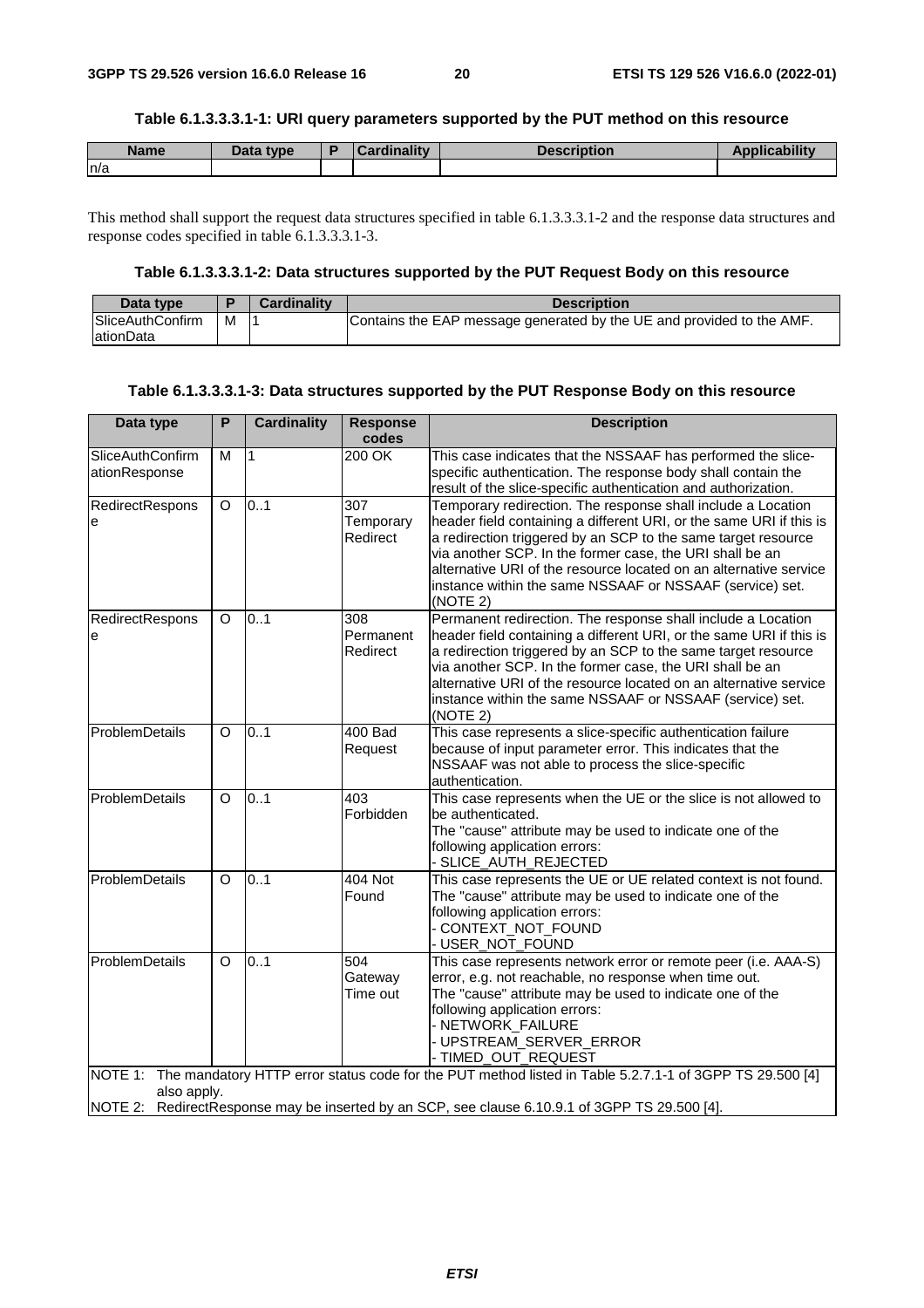**Table 6.1.3.3.3.1-1: URI query parameters supported by the PUT method on this resource**

| Name | Data type | P | Cardinality | Description | Applicability |
|---|---|---|---|---|---|
| n/a | | | | | |

This method shall support the request data structures specified in table 6.1.3.3.3.1-2 and the response data structures and response codes specified in table 6.1.3.3.3.1-3.

**Table 6.1.3.3.3.1-2: Data structures supported by the PUT Request Body on this resource**

| Data type | P | Cardinality | Description |
|---|---|---|---|
| SliceAuthConfirmationData | M | 1 | Contains the EAP message generated by the UE and provided to the AMF. |

**Table 6.1.3.3.3.1-3: Data structures supported by the PUT Response Body on this resource**

| Data type | P | Cardinality | Response codes | Description |
|---|---|---|---|---|
| SliceAuthConfirmationResponse | M | 1 | 200 OK | This case indicates that the NSSAAF has performed the slice-specific authentication. The response body shall contain the result of the slice-specific authentication and authorization. |
| RedirectResponse | O | 0..1 | 307 Temporary Redirect | Temporary redirection. The response shall include a Location header field containing a different URI, or the same URI if this is a redirection triggered by an SCP to the same target resource via another SCP. In the former case, the URI shall be an alternative URI of the resource located on an alternative service instance within the same NSSAAF or NSSAAF (service) set. (NOTE 2) |
| RedirectResponse | O | 0..1 | 308 Permanent Redirect | Permanent redirection. The response shall include a Location header field containing a different URI, or the same URI if this is a redirection triggered by an SCP to the same target resource via another SCP. In the former case, the URI shall be an alternative URI of the resource located on an alternative service instance within the same NSSAAF or NSSAAF (service) set. (NOTE 2) |
| ProblemDetails | O | 0..1 | 400 Bad Request | This case represents a slice-specific authentication failure because of input parameter error. This indicates that the NSSAAF was not able to process the slice-specific authentication. |
| ProblemDetails | O | 0..1 | 403 Forbidden | This case represents when the UE or the slice is not allowed to be authenticated.<br>The "cause" attribute may be used to indicate one of the following application errors:<br>- SLICE_AUTH_REJECTED |
| ProblemDetails | O | 0..1 | 404 Not Found | This case represents the UE or UE related context is not found.<br>The "cause" attribute may be used to indicate one of the following application errors:<br>- CONTEXT_NOT_FOUND<br>- USER_NOT_FOUND |
| ProblemDetails | O | 0..1 | 504 Gateway Time out | This case represents network error or remote peer (i.e. AAA-S) error, e.g. not reachable, no response when time out.<br>The "cause" attribute may be used to indicate one of the following application errors:<br>- NETWORK_FAILURE<br>- UPSTREAM_SERVER_ERROR<br>- TIMED_OUT_REQUEST |
| NOTE 1: The mandatory HTTP error status code for the PUT method listed in Table 5.2.7.1-1 of 3GPP TS 29.500 [4] also apply.<br>NOTE 2: RedirectResponse may be inserted by an SCP, see clause 6.10.9.1 of 3GPP TS 29.500 [4]. | | | | |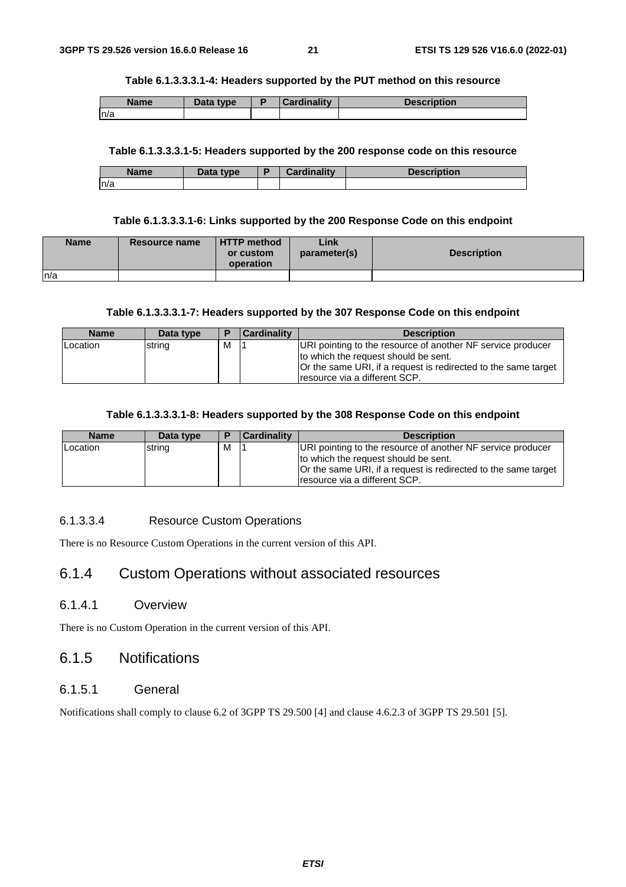**Table 6.1.3.3.3.1-4: Headers supported by the PUT method on this resource**

| Name | Data type | P | Cardinality | Description |
|---|---|---|---|---|
| n/a | | | | |

**Table 6.1.3.3.3.1-5: Headers supported by the 200 response code on this resource**

| Name | Data type | P | Cardinality | Description |
|---|---|---|---|---|
| n/a | | | | |

**Table 6.1.3.3.3.1-6: Links supported by the 200 Response Code on this endpoint**

| Name | Resource name | HTTP method or custom operation | Link parameter(s) | Description |
|---|---|---|---|---|
| n/a | | | | |

**Table 6.1.3.3.3.1-7: Headers supported by the 307 Response Code on this endpoint**

| Name | Data type | P | Cardinality | Description |
|---|---|---|---|---|
| Location | string | M | 1 | URI pointing to the resource of another NF service producer to which the request should be sent.<br>Or the same URI, if a request is redirected to the same target resource via a different SCP. |

**Table 6.1.3.3.3.1-8: Headers supported by the 308 Response Code on this endpoint**

| Name | Data type | P | Cardinality | Description |
|---|---|---|---|---|
| Location | string | M | 1 | URI pointing to the resource of another NF service producer to which the request should be sent.<br>Or the same URI, if a request is redirected to the same target resource via a different SCP. |

#### 6.1.3.3.4 Resource Custom Operations

There is no Resource Custom Operations in the current version of this API.

## 6.1.4 Custom Operations without associated resources

### 6.1.4.1 Overview

There is no Custom Operation in the current version of this API.

## 6.1.5 Notifications

### 6.1.5.1 General

Notifications shall comply to clause 6.2 of 3GPP TS 29.500 [4] and clause 4.6.2.3 of 3GPP TS 29.501 [5].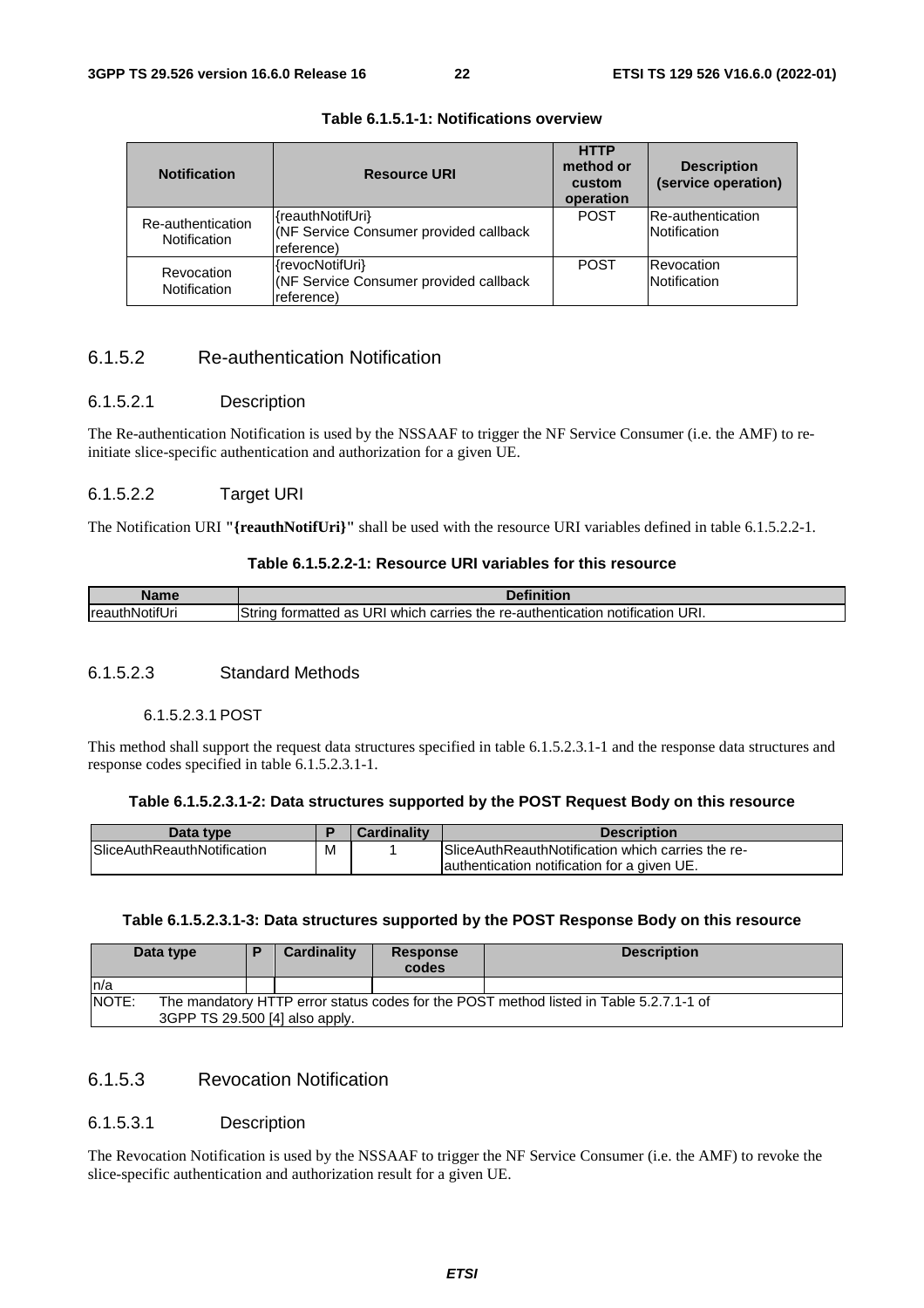**Table 6.1.5.1-1: Notifications overview**

| Notification | Resource URI | HTTP method or custom operation | Description (service operation) |
| --- | --- | --- | --- |
| Re-authentication Notification | {reauthNotifUri} (NF Service Consumer provided callback reference) | POST | Re-authentication Notification |
| Revocation Notification | {revocNotifUri} (NF Service Consumer provided callback reference) | POST | Revocation Notification |

### 6.1.5.2 Re-authentication Notification

#### 6.1.5.2.1 Description

The Re-authentication Notification is used by the NSSAAF to trigger the NF Service Consumer (i.e. the AMF) to re-initiate slice-specific authentication and authorization for a given UE.

#### 6.1.5.2.2 Target URI

The Notification URI **"{reauthNotifUri}"** shall be used with the resource URI variables defined in table 6.1.5.2.2-1.

**Table 6.1.5.2.2-1: Resource URI variables for this resource**

| Name | Definition |
| --- | --- |
| reauthNotifUri | String formatted as URI which carries the re-authentication notification URI. |

#### 6.1.5.2.3 Standard Methods

##### 6.1.5.2.3.1 POST

This method shall support the request data structures specified in table 6.1.5.2.3.1-1 and the response data structures and response codes specified in table 6.1.5.2.3.1-1.

**Table 6.1.5.2.3.1-2: Data structures supported by the POST Request Body on this resource**

| Data type | P | Cardinality | Description |
| --- | --- | --- | --- |
| SliceAuthReauthNotification | M | 1 | SliceAuthReauthNotification which carries the re-authentication notification for a given UE. |

**Table 6.1.5.2.3.1-3: Data structures supported by the POST Response Body on this resource**

| Data type | P | Cardinality | Response codes | Description |
| --- | --- | --- | --- | --- |
| n/a | | | | |
| NOTE: The mandatory HTTP error status codes for the POST method listed in Table 5.2.7.1-1 of 3GPP TS 29.500 [4] also apply. | | | | |

### 6.1.5.3 Revocation Notification

#### 6.1.5.3.1 Description

The Revocation Notification is used by the NSSAAF to trigger the NF Service Consumer (i.e. the AMF) to revoke the slice-specific authentication and authorization result for a given UE.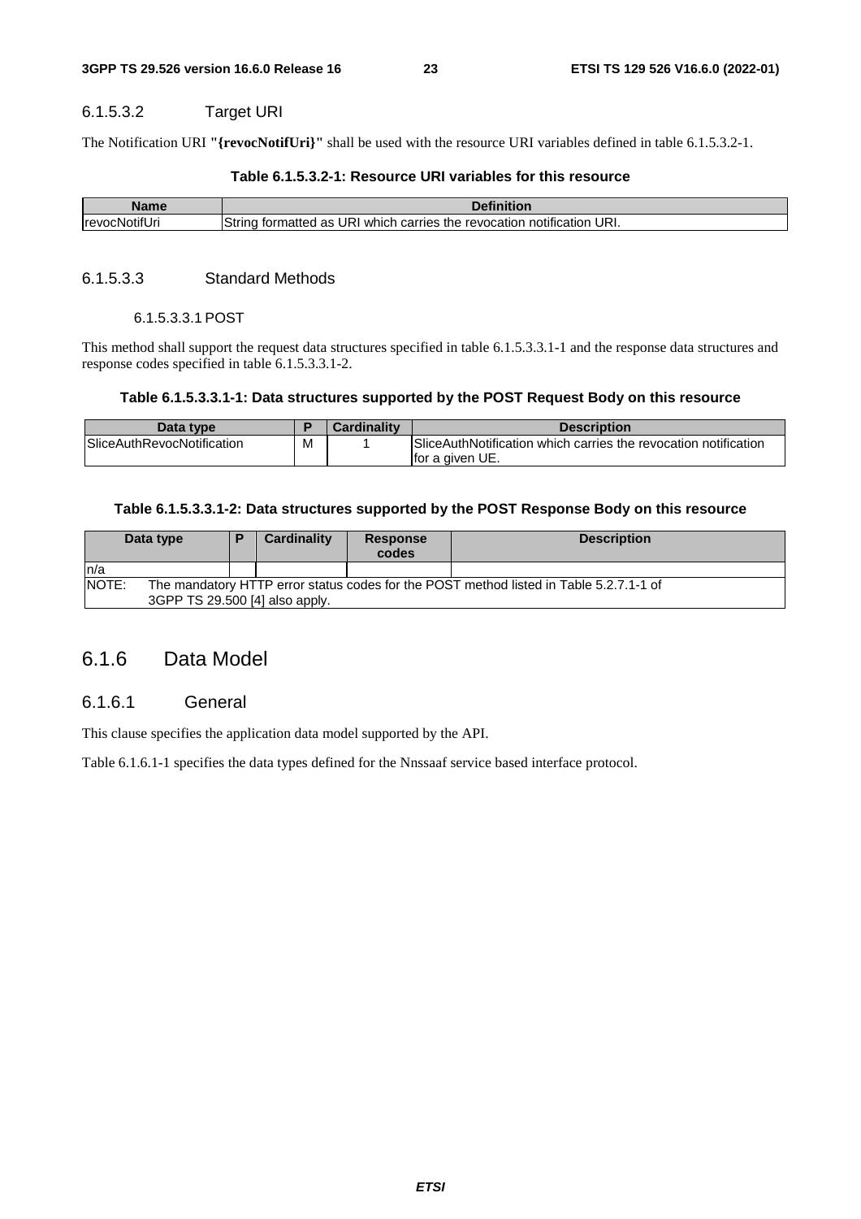#### 6.1.5.3.2 Target URI

The Notification URI **"{revocNotifUri}"** shall be used with the resource URI variables defined in table 6.1.5.3.2-1.

**Table 6.1.5.3.2-1: Resource URI variables for this resource**

| Name | Definition |
| --- | --- |
| revocNotifUri | String formatted as URI which carries the revocation notification URI. |

#### 6.1.5.3.3 Standard Methods

##### 6.1.5.3.3.1 POST

This method shall support the request data structures specified in table 6.1.5.3.3.1-1 and the response data structures and response codes specified in table 6.1.5.3.3.1-2.

**Table 6.1.5.3.3.1-1: Data structures supported by the POST Request Body on this resource**

| Data type | P | Cardinality | Description |
| --- | --- | --- | --- |
| SliceAuthRevocNotification | M | 1 | SliceAuthNotification which carries the revocation notification for a given UE. |

**Table 6.1.5.3.3.1-2: Data structures supported by the POST Response Body on this resource**

| Data type | P | Cardinality | Response codes | Description |
| --- | --- | --- | --- | --- |
| n/a | | | | |
| NOTE: The mandatory HTTP error status codes for the POST method listed in Table 5.2.7.1-1 of 3GPP TS 29.500 [4] also apply. | | | | |

### 6.1.6 Data Model

#### 6.1.6.1 General

This clause specifies the application data model supported by the API.

Table 6.1.6.1-1 specifies the data types defined for the Nnssaaf service based interface protocol.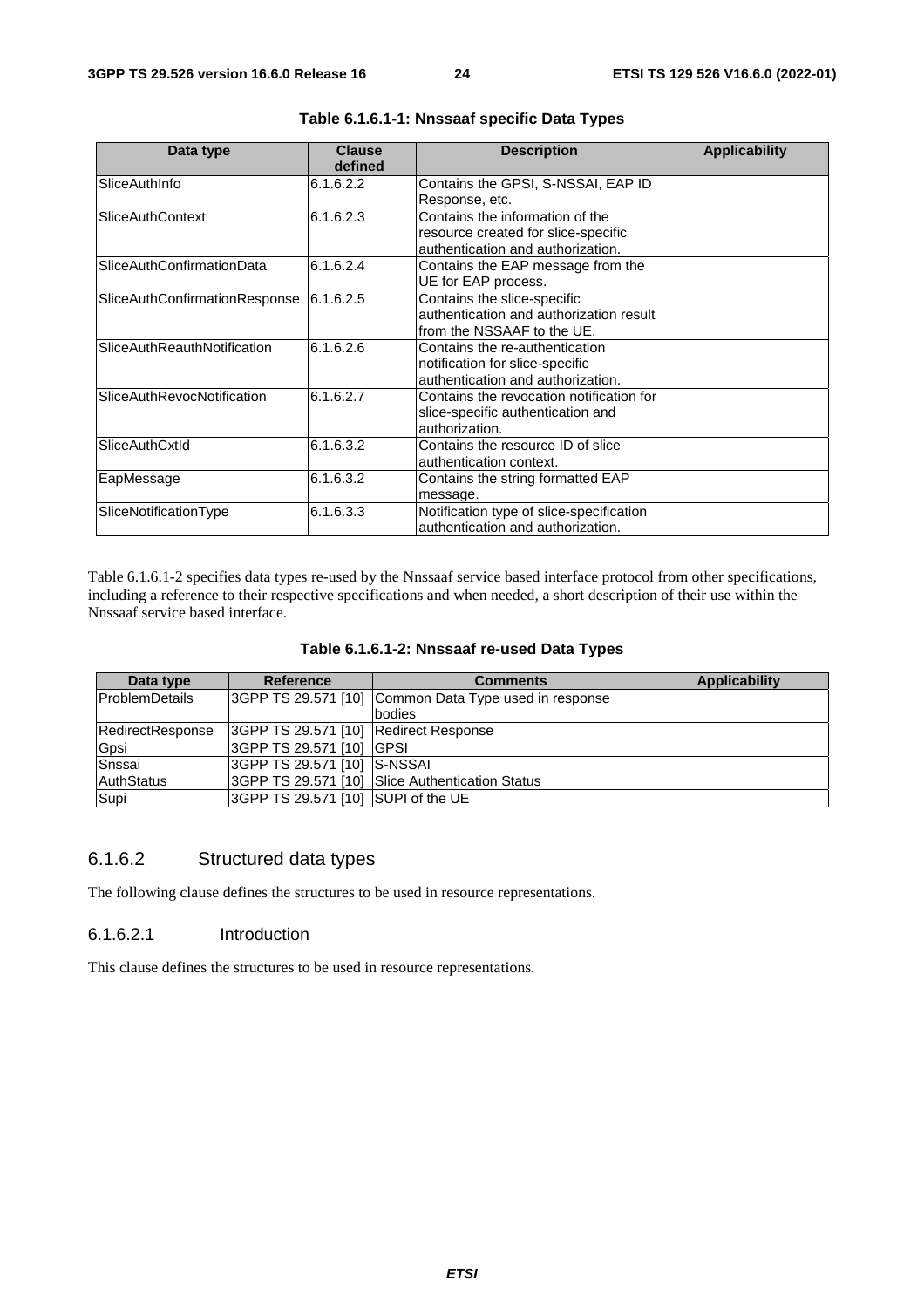**Table 6.1.6.1-1: Nnssaaf specific Data Types**

| Data type | Clause defined | Description | Applicability |
|---|---|---|---|
| SliceAuthInfo | 6.1.6.2.2 | Contains the GPSI, S-NSSAI, EAP ID Response, etc. | |
| SliceAuthContext | 6.1.6.2.3 | Contains the information of the resource created for slice-specific authentication and authorization. | |
| SliceAuthConfirmationData | 6.1.6.2.4 | Contains the EAP message from the UE for EAP process. | |
| SliceAuthConfirmationResponse | 6.1.6.2.5 | Contains the slice-specific authentication and authorization result from the NSSAAF to the UE. | |
| SliceAuthReauthNotification | 6.1.6.2.6 | Contains the re-authentication notification for slice-specific authentication and authorization. | |
| SliceAuthRevocNotification | 6.1.6.2.7 | Contains the revocation notification for slice-specific authentication and authorization. | |
| SliceAuthCxtId | 6.1.6.3.2 | Contains the resource ID of slice authentication context. | |
| EapMessage | 6.1.6.3.2 | Contains the string formatted EAP message. | |
| SliceNotificationType | 6.1.6.3.3 | Notification type of slice-specification authentication and authorization. | |

Table 6.1.6.1-2 specifies data types re-used by the Nnssaaf service based interface protocol from other specifications, including a reference to their respective specifications and when needed, a short description of their use within the Nnssaaf service based interface.

**Table 6.1.6.1-2: Nnssaaf re-used Data Types**

| Data type | Reference | Comments | Applicability |
|---|---|---|---|
| ProblemDetails | 3GPP TS 29.571 [10] | Common Data Type used in response bodies | |
| RedirectResponse | 3GPP TS 29.571 [10] | Redirect Response | |
| Gpsi | 3GPP TS 29.571 [10] | GPSI | |
| Snssai | 3GPP TS 29.571 [10] | S-NSSAI | |
| AuthStatus | 3GPP TS 29.571 [10] | Slice Authentication Status | |
| Supi | 3GPP TS 29.571 [10] | SUPI of the UE | |

### 6.1.6.2 Structured data types

The following clause defines the structures to be used in resource representations.

#### 6.1.6.2.1 Introduction

This clause defines the structures to be used in resource representations.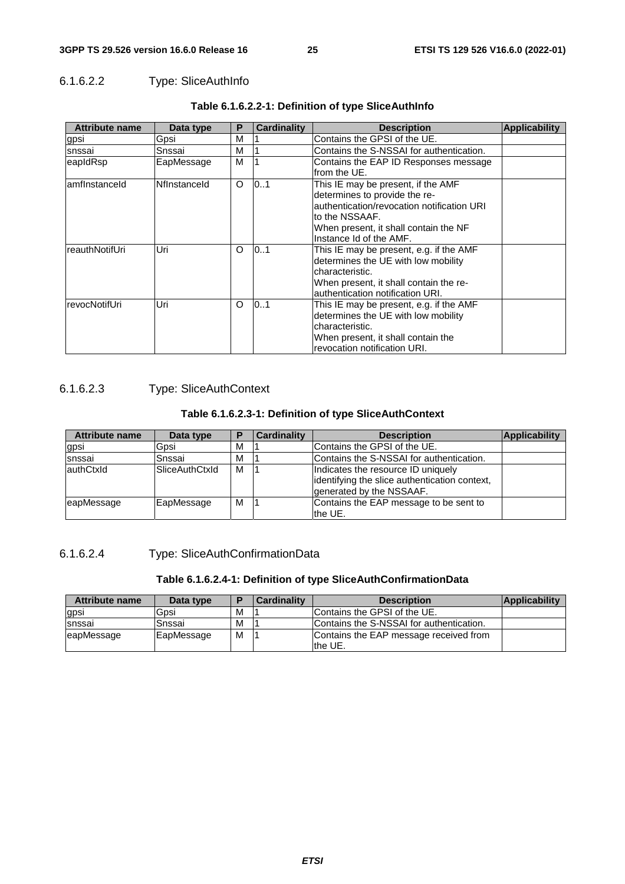#### 6.1.6.2.2 Type: SliceAuthInfo

**Table 6.1.6.2.2-1: Definition of type SliceAuthInfo**

| Attribute name | Data type | P | Cardinality | Description | Applicability |
|---|---|---|---|---|---|
| gpsi | Gpsi | M | 1 | Contains the GPSI of the UE. | |
| snssai | Snssai | M | 1 | Contains the S-NSSAI for authentication. | |
| eapIdRsp | EapMessage | M | 1 | Contains the EAP ID Responses message from the UE. | |
| amfInstanceId | NfInstanceId | O | 0..1 | This IE may be present, if the AMF determines to provide the re-authentication/revocation notification URI to the NSSAAF.<br>When present, it shall contain the NF Instance Id of the AMF. | |
| reauthNotifUri | Uri | O | 0..1 | This IE may be present, e.g. if the AMF determines the UE with low mobility characteristic.<br>When present, it shall contain the re-authentication notification URI. | |
| revocNotifUri | Uri | O | 0..1 | This IE may be present, e.g. if the AMF determines the UE with low mobility characteristic.<br>When present, it shall contain the revocation notification URI. | |

#### 6.1.6.2.3 Type: SliceAuthContext

**Table 6.1.6.2.3-1: Definition of type SliceAuthContext**

| Attribute name | Data type | P | Cardinality | Description | Applicability |
|---|---|---|---|---|---|
| gpsi | Gpsi | M | 1 | Contains the GPSI of the UE. | |
| snssai | Snssai | M | 1 | Contains the S-NSSAI for authentication. | |
| authCtxId | SliceAuthCtxId | M | 1 | Indicates the resource ID uniquely identifying the slice authentication context, generated by the NSSAAF. | |
| eapMessage | EapMessage | M | 1 | Contains the EAP message to be sent to the UE. | |

#### 6.1.6.2.4 Type: SliceAuthConfirmationData

**Table 6.1.6.2.4-1: Definition of type SliceAuthConfirmationData**

| Attribute name | Data type | P | Cardinality | Description | Applicability |
|---|---|---|---|---|---|
| gpsi | Gpsi | M | 1 | Contains the GPSI of the UE. | |
| snssai | Snssai | M | 1 | Contains the S-NSSAI for authentication. | |
| eapMessage | EapMessage | M | 1 | Contains the EAP message received from the UE. | |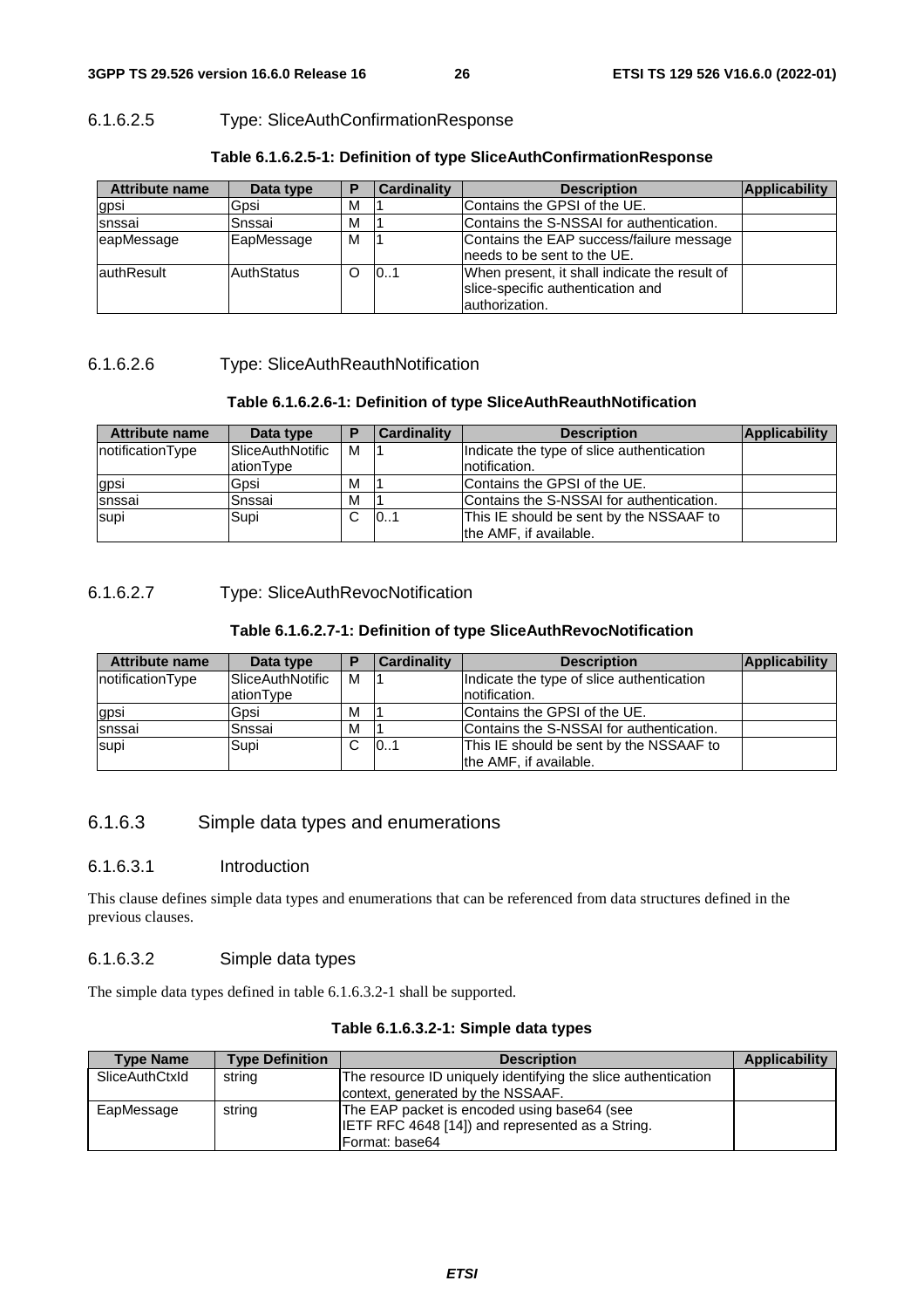#### 6.1.6.2.5 Type: SliceAuthConfirmationResponse

**Table 6.1.6.2.5-1: Definition of type SliceAuthConfirmationResponse**

| Attribute name | Data type | P | Cardinality | Description | Applicability |
|---|---|---|---|---|---|
| gpsi | Gpsi | M | 1 | Contains the GPSI of the UE. | |
| snssai | Snssai | M | 1 | Contains the S-NSSAI for authentication. | |
| eapMessage | EapMessage | M | 1 | Contains the EAP success/failure message needs to be sent to the UE. | |
| authResult | AuthStatus | O | 0..1 | When present, it shall indicate the result of slice-specific authentication and authorization. | |

#### 6.1.6.2.6 Type: SliceAuthReauthNotification

**Table 6.1.6.2.6-1: Definition of type SliceAuthReauthNotification**

| Attribute name | Data type | P | Cardinality | Description | Applicability |
|---|---|---|---|---|---|
| notificationType | SliceAuthNotificationType | M | 1 | Indicate the type of slice authentication notification. | |
| gpsi | Gpsi | M | 1 | Contains the GPSI of the UE. | |
| snssai | Snssai | M | 1 | Contains the S-NSSAI for authentication. | |
| supi | Supi | C | 0..1 | This IE should be sent by the NSSAAF to the AMF, if available. | |

#### 6.1.6.2.7 Type: SliceAuthRevocNotification

**Table 6.1.6.2.7-1: Definition of type SliceAuthRevocNotification**

| Attribute name | Data type | P | Cardinality | Description | Applicability |
|---|---|---|---|---|---|
| notificationType | SliceAuthNotificationType | M | 1 | Indicate the type of slice authentication notification. | |
| gpsi | Gpsi | M | 1 | Contains the GPSI of the UE. | |
| snssai | Snssai | M | 1 | Contains the S-NSSAI for authentication. | |
| supi | Supi | C | 0..1 | This IE should be sent by the NSSAAF to the AMF, if available. | |

### 6.1.6.3 Simple data types and enumerations

#### 6.1.6.3.1 Introduction

This clause defines simple data types and enumerations that can be referenced from data structures defined in the previous clauses.

#### 6.1.6.3.2 Simple data types

The simple data types defined in table 6.1.6.3.2-1 shall be supported.

**Table 6.1.6.3.2-1: Simple data types**

| Type Name | Type Definition | Description | Applicability |
|---|---|---|---|
| SliceAuthCtxId | string | The resource ID uniquely identifying the slice authentication context, generated by the NSSAAF. | |
| EapMessage | string | The EAP packet is encoded using base64 (see IETF RFC 4648 [14]) and represented as a String. Format: base64 | |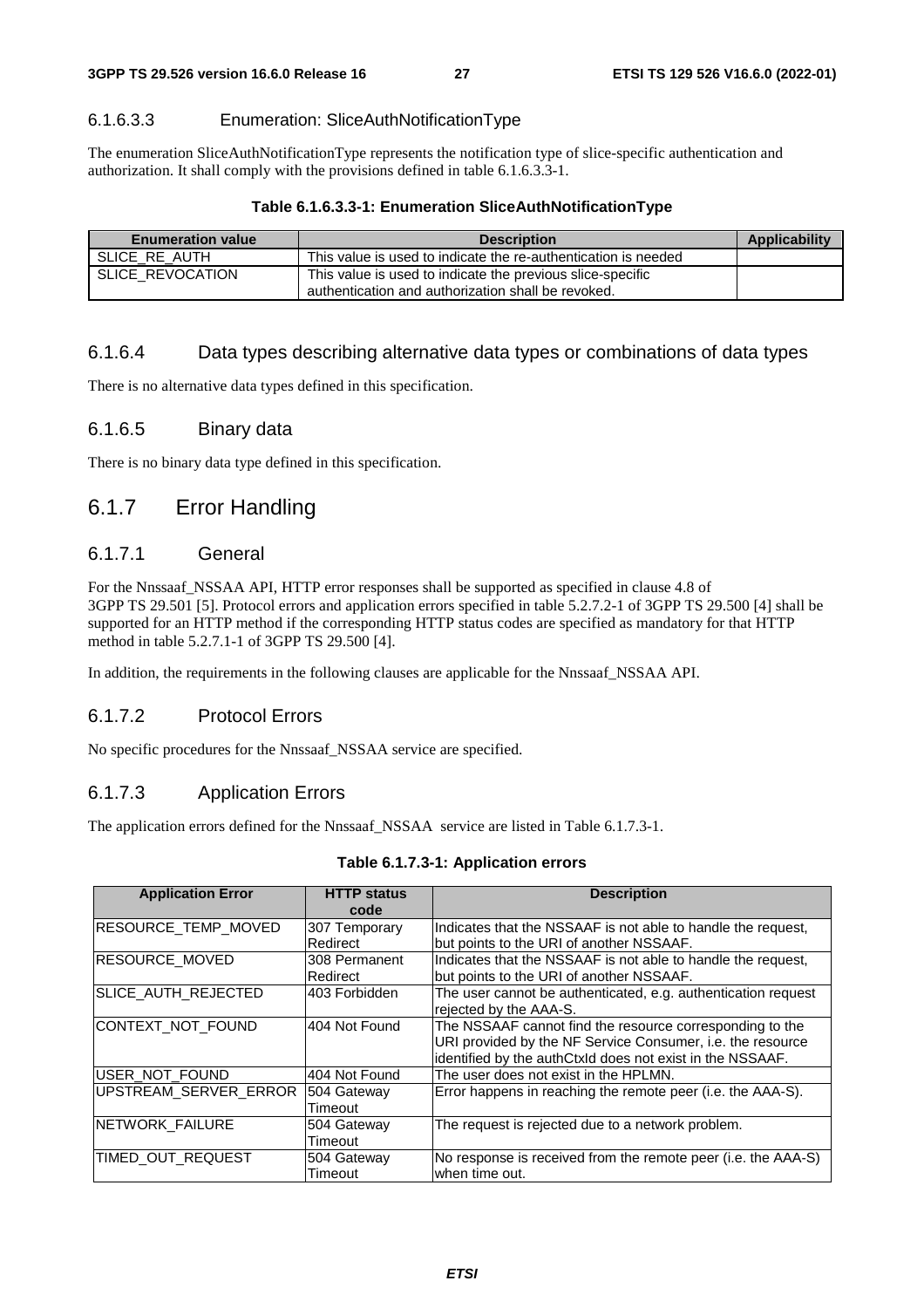#### 6.1.6.3.3 Enumeration: SliceAuthNotificationType

The enumeration SliceAuthNotificationType represents the notification type of slice-specific authentication and authorization. It shall comply with the provisions defined in table 6.1.6.3.3-1.

**Table 6.1.6.3.3-1: Enumeration SliceAuthNotificationType**

| Enumeration value | Description | Applicability |
|---|---|---|
| SLICE_RE_AUTH | This value is used to indicate the re-authentication is needed | |
| SLICE_REVOCATION | This value is used to indicate the previous slice-specific authentication and authorization shall be revoked. | |

### 6.1.6.4 Data types describing alternative data types or combinations of data types

There is no alternative data types defined in this specification.

### 6.1.6.5 Binary data

There is no binary data type defined in this specification.

## 6.1.7 Error Handling

### 6.1.7.1 General

For the Nnssaaf_NSSAA API, HTTP error responses shall be supported as specified in clause 4.8 of 3GPP TS 29.501 [5]. Protocol errors and application errors specified in table 5.2.7.2-1 of 3GPP TS 29.500 [4] shall be supported for an HTTP method if the corresponding HTTP status codes are specified as mandatory for that HTTP method in table 5.2.7.1-1 of 3GPP TS 29.500 [4].

In addition, the requirements in the following clauses are applicable for the Nnssaaf_NSSAA API.

### 6.1.7.2 Protocol Errors

No specific procedures for the Nnssaaf_NSSAA service are specified.

### 6.1.7.3 Application Errors

The application errors defined for the Nnssaaf_NSSAA service are listed in Table 6.1.7.3-1.

**Table 6.1.7.3-1: Application errors**

| Application Error | HTTP status code | Description |
|---|---|---|
| RESOURCE_TEMP_MOVED | 307 Temporary Redirect | Indicates that the NSSAAF is not able to handle the request, but points to the URI of another NSSAAF. |
| RESOURCE_MOVED | 308 Permanent Redirect | Indicates that the NSSAAF is not able to handle the request, but points to the URI of another NSSAAF. |
| SLICE_AUTH_REJECTED | 403 Forbidden | The user cannot be authenticated, e.g. authentication request rejected by the AAA-S. |
| CONTEXT_NOT_FOUND | 404 Not Found | The NSSAAF cannot find the resource corresponding to the URI provided by the NF Service Consumer, i.e. the resource identified by the authCtxId does not exist in the NSSAAF. |
| USER_NOT_FOUND | 404 Not Found | The user does not exist in the HPLMN. |
| UPSTREAM_SERVER_ERROR | 504 Gateway Timeout | Error happens in reaching the remote peer (i.e. the AAA-S). |
| NETWORK_FAILURE | 504 Gateway Timeout | The request is rejected due to a network problem. |
| TIMED_OUT_REQUEST | 504 Gateway Timeout | No response is received from the remote peer (i.e. the AAA-S) when time out. |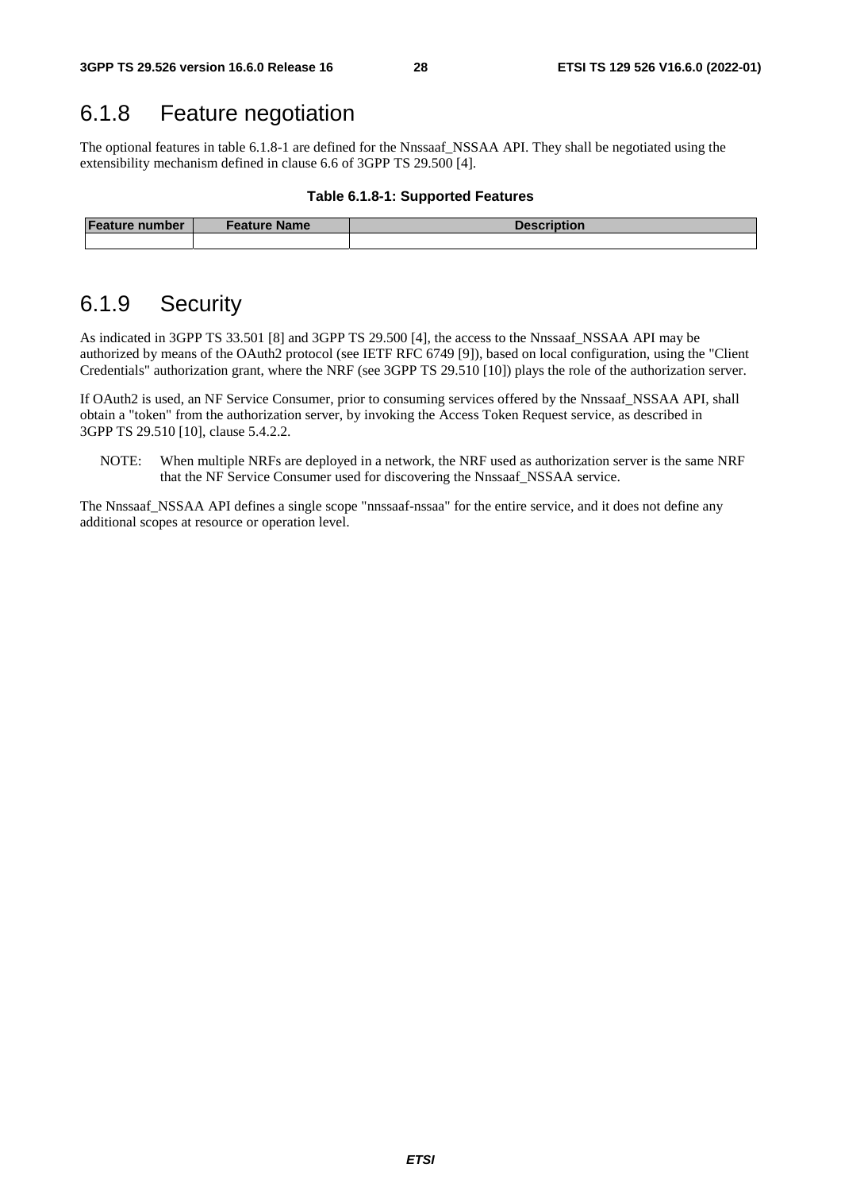## 6.1.8 Feature negotiation

The optional features in table 6.1.8-1 are defined for the Nnssaaf_NSSAA API. They shall be negotiated using the extensibility mechanism defined in clause 6.6 of 3GPP TS 29.500 [4].

**Table 6.1.8-1: Supported Features**

| Feature number | Feature Name | Description |
| --- | --- | --- |
| | | |

## 6.1.9 Security

As indicated in 3GPP TS 33.501 [8] and 3GPP TS 29.500 [4], the access to the Nnssaaf_NSSAA API may be authorized by means of the OAuth2 protocol (see IETF RFC 6749 [9]), based on local configuration, using the "Client Credentials" authorization grant, where the NRF (see 3GPP TS 29.510 [10]) plays the role of the authorization server.

If OAuth2 is used, an NF Service Consumer, prior to consuming services offered by the Nnssaaf_NSSAA API, shall obtain a "token" from the authorization server, by invoking the Access Token Request service, as described in 3GPP TS 29.510 [10], clause 5.4.2.2.

NOTE: When multiple NRFs are deployed in a network, the NRF used as authorization server is the same NRF that the NF Service Consumer used for discovering the Nnssaaf_NSSAA service.

The Nnssaaf_NSSAA API defines a single scope "nnssaaf-nssaa" for the entire service, and it does not define any additional scopes at resource or operation level.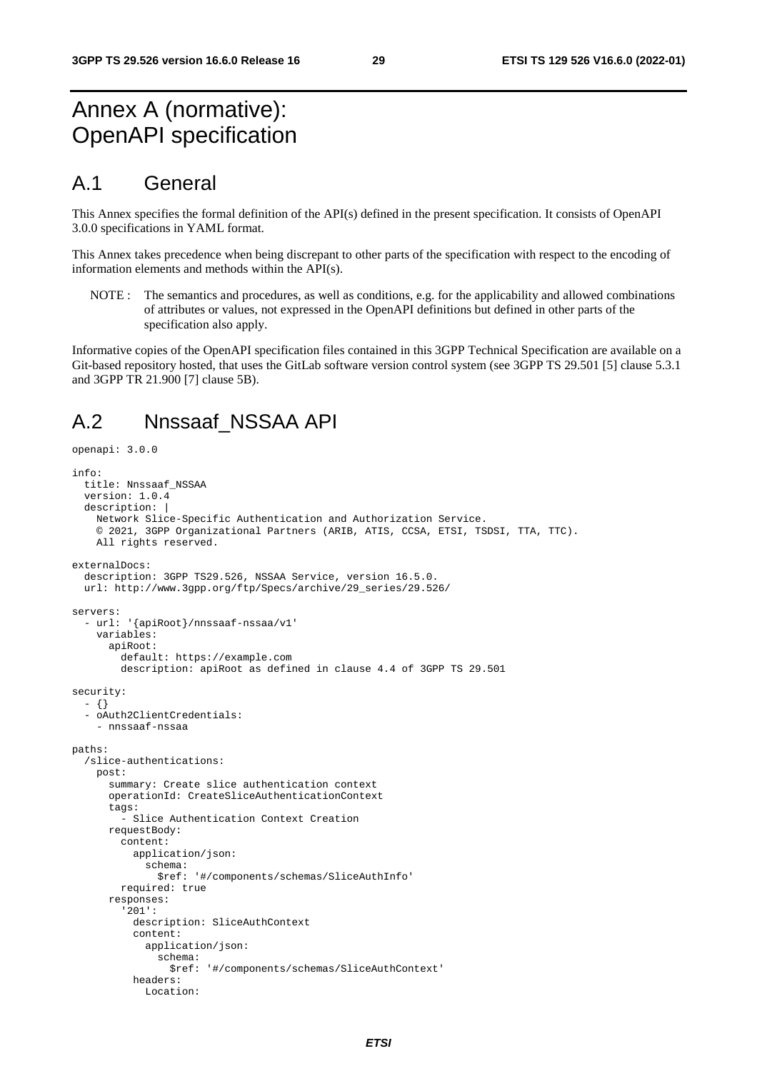# Annex A (normative): OpenAPI specification

## A.1 General

This Annex specifies the formal definition of the API(s) defined in the present specification. It consists of OpenAPI 3.0.0 specifications in YAML format.

This Annex takes precedence when being discrepant to other parts of the specification with respect to the encoding of information elements and methods within the API(s).

NOTE : The semantics and procedures, as well as conditions, e.g. for the applicability and allowed combinations of attributes or values, not expressed in the OpenAPI definitions but defined in other parts of the specification also apply.

Informative copies of the OpenAPI specification files contained in this 3GPP Technical Specification are available on a Git-based repository hosted, that uses the GitLab software version control system (see 3GPP TS 29.501 [5] clause 5.3.1 and 3GPP TR 21.900 [7] clause 5B).

## A.2 Nnssaaf_NSSAA API

```
openapi: 3.0.0

info:
  title: Nnssaaf_NSSAA
  version: 1.0.4
  description: |
    Network Slice-Specific Authentication and Authorization Service.
    © 2021, 3GPP Organizational Partners (ARIB, ATIS, CCSA, ETSI, TSDSI, TTA, TTC).
    All rights reserved.

externalDocs:
  description: 3GPP TS29.526, NSSAA Service, version 16.5.0.
  url: http://www.3gpp.org/ftp/Specs/archive/29_series/29.526/

servers:
  - url: '{apiRoot}/nnssaaf-nssaa/v1'
    variables:
      apiRoot:
        default: https://example.com
        description: apiRoot as defined in clause 4.4 of 3GPP TS 29.501

security:
  - {}
  - oAuth2ClientCredentials:
    - nnssaaf-nssaa

paths:
  /slice-authentications:
    post:
      summary: Create slice authentication context
      operationId: CreateSliceAuthenticationContext
      tags:
        - Slice Authentication Context Creation
      requestBody:
        content:
          application/json:
            schema:
              $ref: '#/components/schemas/SliceAuthInfo'
        required: true
      responses:
        '201':
          description: SliceAuthContext
          content:
            application/json:
              schema:
                $ref: '#/components/schemas/SliceAuthContext'
          headers:
            Location:
```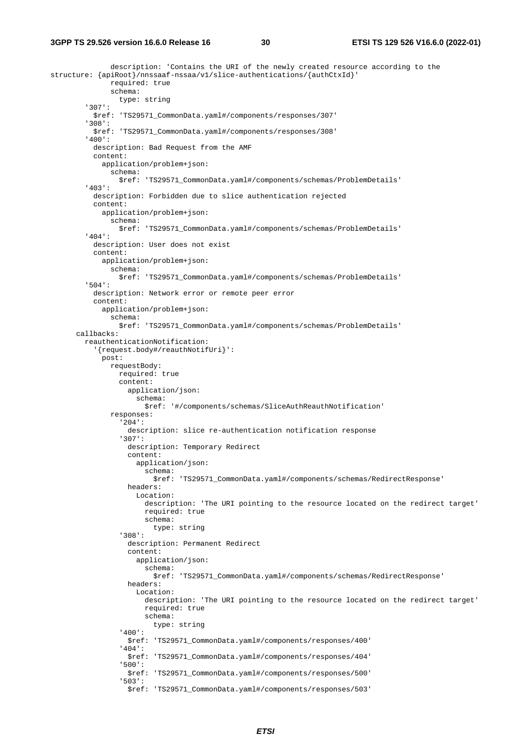```
              description: 'Contains the URI of the newly created resource according to the 
structure: {apiRoot}/nnssaaf-nssaa/v1/slice-authentications/{authCtxId}'
              required: true
              schema:
                type: string
        '307':
          $ref: 'TS29571_CommonData.yaml#/components/responses/307'
        '308':
          $ref: 'TS29571_CommonData.yaml#/components/responses/308'
        '400':
          description: Bad Request from the AMF
          content:
            application/problem+json:
              schema:
                $ref: 'TS29571_CommonData.yaml#/components/schemas/ProblemDetails'
        '403':
          description: Forbidden due to slice authentication rejected
          content:
            application/problem+json:
              schema:
                $ref: 'TS29571_CommonData.yaml#/components/schemas/ProblemDetails'
        '404':
          description: User does not exist
          content:
            application/problem+json:
              schema:
                $ref: 'TS29571_CommonData.yaml#/components/schemas/ProblemDetails'
        '504':
          description: Network error or remote peer error
          content:
            application/problem+json:
              schema:
                $ref: 'TS29571_CommonData.yaml#/components/schemas/ProblemDetails'
      callbacks:
        reauthenticationNotification:
          '{request.body#/reauthNotifUri}':
            post:
              requestBody:
                required: true
                content:
                  application/json:
                    schema:
                      $ref: '#/components/schemas/SliceAuthReauthNotification'
              responses:
                '204':
                  description: slice re-authentication notification response
                '307':
                  description: Temporary Redirect
                  content:
                    application/json:
                      schema:
                        $ref: 'TS29571_CommonData.yaml#/components/schemas/RedirectResponse'
                  headers:
                    Location:
                      description: 'The URI pointing to the resource located on the redirect target'
                      required: true
                      schema:
                        type: string
                '308':
                  description: Permanent Redirect
                  content:
                    application/json:
                      schema:
                        $ref: 'TS29571_CommonData.yaml#/components/schemas/RedirectResponse'
                  headers:
                    Location:
                      description: 'The URI pointing to the resource located on the redirect target'
                      required: true
                      schema:
                        type: string
                '400':
                  $ref: 'TS29571_CommonData.yaml#/components/responses/400'
                '404':
                  $ref: 'TS29571_CommonData.yaml#/components/responses/404'
                '500':
                  $ref: 'TS29571_CommonData.yaml#/components/responses/500'
                '503':
                  $ref: 'TS29571_CommonData.yaml#/components/responses/503'
```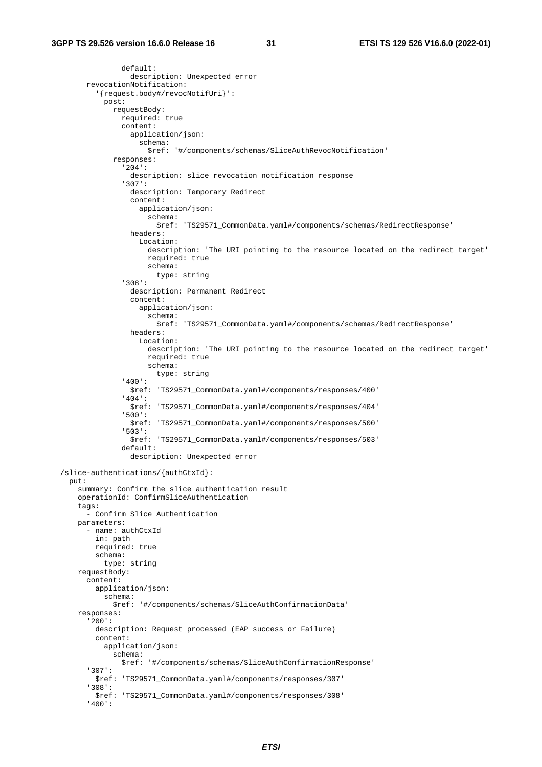```
              default:
                description: Unexpected error
        revocationNotification:
          '{request.body#/revocNotifUri}':
            post:
              requestBody:
                required: true
                content:
                  application/json:
                    schema:
                      $ref: '#/components/schemas/SliceAuthRevocNotification'
              responses:
                '204':
                  description: slice revocation notification response
                '307':
                  description: Temporary Redirect
                  content:
                    application/json:
                      schema:
                        $ref: 'TS29571_CommonData.yaml#/components/schemas/RedirectResponse'
                  headers:
                    Location:
                      description: 'The URI pointing to the resource located on the redirect target'
                      required: true
                      schema:
                        type: string
                '308':
                  description: Permanent Redirect
                  content:
                    application/json:
                      schema:
                        $ref: 'TS29571_CommonData.yaml#/components/schemas/RedirectResponse'
                  headers:
                    Location:
                      description: 'The URI pointing to the resource located on the redirect target'
                      required: true
                      schema:
                        type: string
                '400':
                  $ref: 'TS29571_CommonData.yaml#/components/responses/400'
                '404':
                  $ref: 'TS29571_CommonData.yaml#/components/responses/404'
                '500':
                  $ref: 'TS29571_CommonData.yaml#/components/responses/500'
                '503':
                  $ref: 'TS29571_CommonData.yaml#/components/responses/503'
                default:
                  description: Unexpected error

  /slice-authentications/{authCtxId}:
    put:
      summary: Confirm the slice authentication result
      operationId: ConfirmSliceAuthentication
      tags:
        - Confirm Slice Authentication
      parameters:
        - name: authCtxId
          in: path
          required: true
          schema:
            type: string
      requestBody:
        content:
          application/json:
            schema:
              $ref: '#/components/schemas/SliceAuthConfirmationData'
      responses:
        '200':
          description: Request processed (EAP success or Failure)
          content:
            application/json:
              schema:
                $ref: '#/components/schemas/SliceAuthConfirmationResponse'
        '307':
          $ref: 'TS29571_CommonData.yaml#/components/responses/307'
        '308':
          $ref: 'TS29571_CommonData.yaml#/components/responses/308'
        '400':
```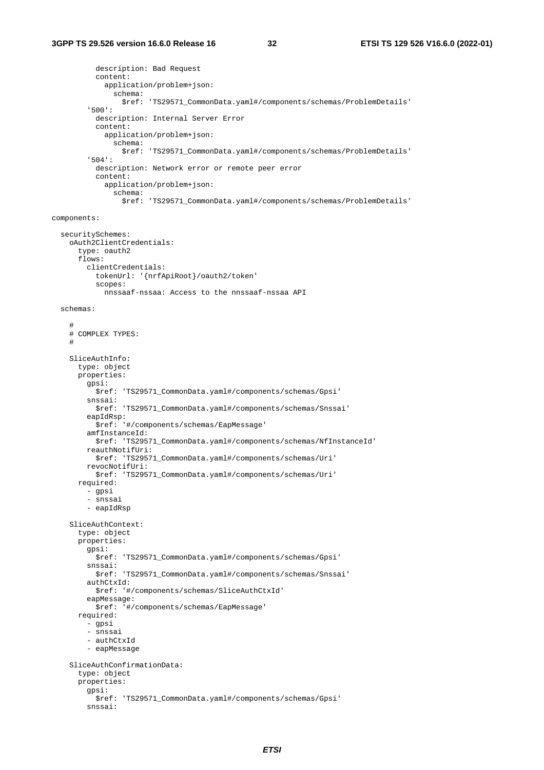```
          description: Bad Request
          content:
            application/problem+json:
              schema:
                $ref: 'TS29571_CommonData.yaml#/components/schemas/ProblemDetails'
        '500':
          description: Internal Server Error
          content:
            application/problem+json:
              schema:
                $ref: 'TS29571_CommonData.yaml#/components/schemas/ProblemDetails'
        '504':
          description: Network error or remote peer error
          content:
            application/problem+json:
              schema:
                $ref: 'TS29571_CommonData.yaml#/components/schemas/ProblemDetails'

components:

  securitySchemes:
    oAuth2ClientCredentials:
      type: oauth2
      flows:
        clientCredentials:
          tokenUrl: '{nrfApiRoot}/oauth2/token'
          scopes:
            nnssaaf-nssaa: Access to the nnssaaf-nssaa API

  schemas:

    #
    # COMPLEX TYPES:
    #

    SliceAuthInfo:
      type: object
      properties:
        gpsi:
          $ref: 'TS29571_CommonData.yaml#/components/schemas/Gpsi'
        snssai:
          $ref: 'TS29571_CommonData.yaml#/components/schemas/Snssai'
        eapIdRsp:
          $ref: '#/components/schemas/EapMessage'
        amfInstanceId:
          $ref: 'TS29571_CommonData.yaml#/components/schemas/NfInstanceId'
        reauthNotifUri:
          $ref: 'TS29571_CommonData.yaml#/components/schemas/Uri'
        revocNotifUri:
          $ref: 'TS29571_CommonData.yaml#/components/schemas/Uri'
      required:
        - gpsi
        - snssai
        - eapIdRsp

    SliceAuthContext:
      type: object
      properties:
        gpsi:
          $ref: 'TS29571_CommonData.yaml#/components/schemas/Gpsi'
        snssai:
          $ref: 'TS29571_CommonData.yaml#/components/schemas/Snssai'
        authCtxId:
          $ref: '#/components/schemas/SliceAuthCtxId'
        eapMessage:
          $ref: '#/components/schemas/EapMessage'
      required:
        - gpsi
        - snssai
        - authCtxId
        - eapMessage

    SliceAuthConfirmationData:
      type: object
      properties:
        gpsi:
          $ref: 'TS29571_CommonData.yaml#/components/schemas/Gpsi'
        snssai:
```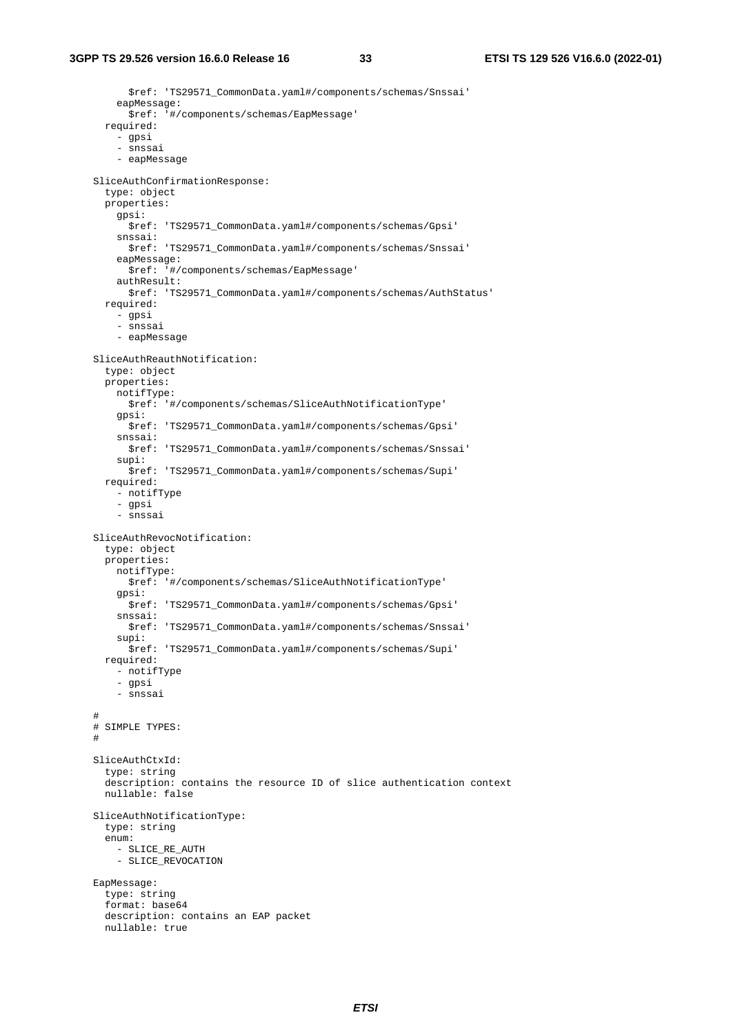```
          $ref: 'TS29571_CommonData.yaml#/components/schemas/Snssai'
        eapMessage:
          $ref: '#/components/schemas/EapMessage'
      required:
        - gpsi
        - snssai
        - eapMessage

    SliceAuthConfirmationResponse:
      type: object
      properties:
        gpsi:
          $ref: 'TS29571_CommonData.yaml#/components/schemas/Gpsi'
        snssai:
          $ref: 'TS29571_CommonData.yaml#/components/schemas/Snssai'
        eapMessage:
          $ref: '#/components/schemas/EapMessage'
        authResult:
          $ref: 'TS29571_CommonData.yaml#/components/schemas/AuthStatus'
      required:
        - gpsi
        - snssai
        - eapMessage

    SliceAuthReauthNotification:
      type: object
      properties:
        notifType:
          $ref: '#/components/schemas/SliceAuthNotificationType'
        gpsi:
          $ref: 'TS29571_CommonData.yaml#/components/schemas/Gpsi'
        snssai:
          $ref: 'TS29571_CommonData.yaml#/components/schemas/Snssai'
        supi:
          $ref: 'TS29571_CommonData.yaml#/components/schemas/Supi'
      required:
        - notifType
        - gpsi
        - snssai

    SliceAuthRevocNotification:
      type: object
      properties:
        notifType:
          $ref: '#/components/schemas/SliceAuthNotificationType'
        gpsi:
          $ref: 'TS29571_CommonData.yaml#/components/schemas/Gpsi'
        snssai:
          $ref: 'TS29571_CommonData.yaml#/components/schemas/Snssai'
        supi:
          $ref: 'TS29571_CommonData.yaml#/components/schemas/Supi'
      required:
        - notifType
        - gpsi
        - snssai

#
# SIMPLE TYPES:
#

    SliceAuthCtxId:
      type: string
      description: contains the resource ID of slice authentication context
      nullable: false

    SliceAuthNotificationType:
      type: string
      enum:
        - SLICE_RE_AUTH
        - SLICE_REVOCATION

    EapMessage:
      type: string
      format: base64
      description: contains an EAP packet
      nullable: true
```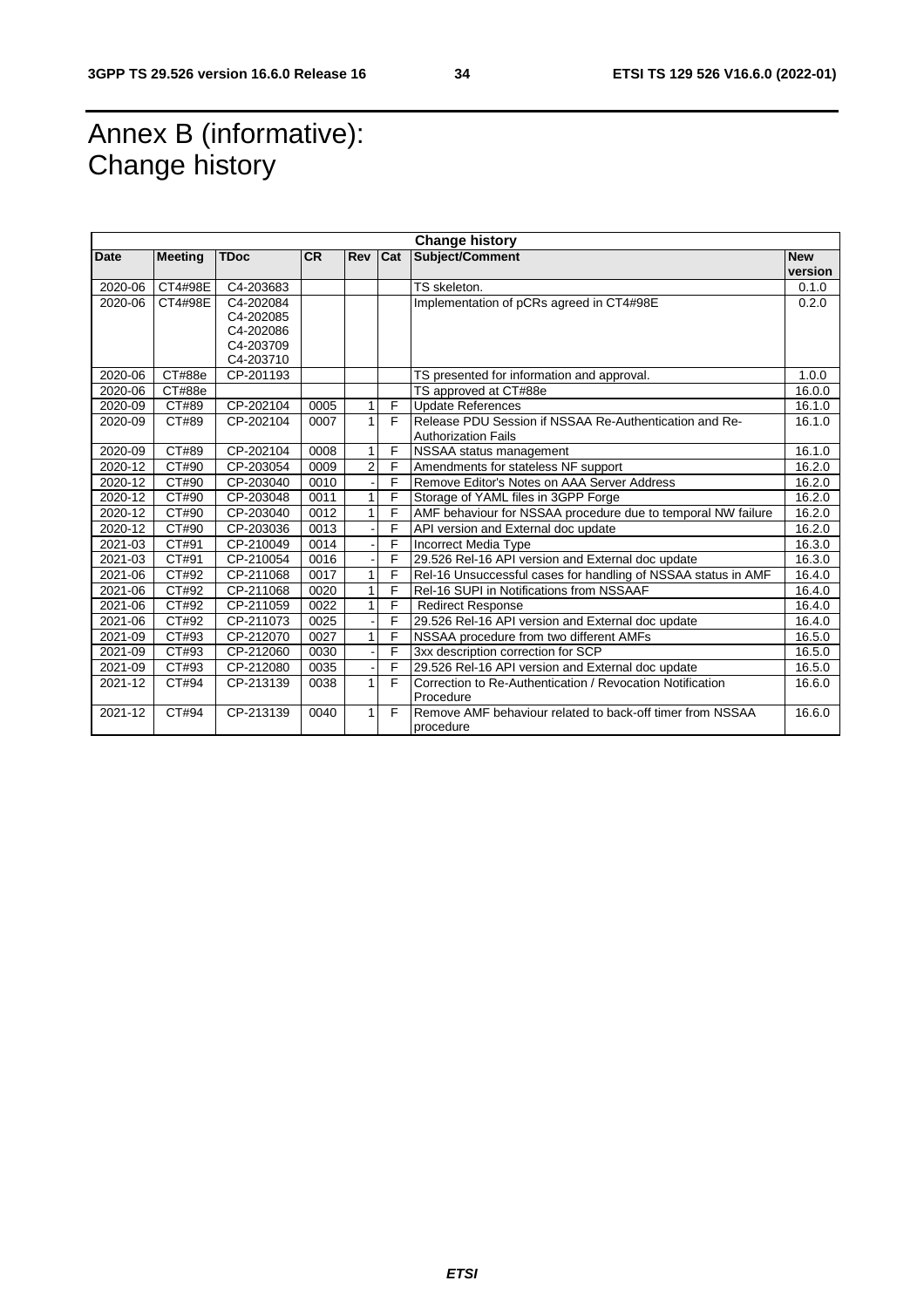# Annex B (informative): Change history

| Change history | | | | | | | |
|---|---|---|---|---|---|---|---|
| **Date** | **Meeting** | **TDoc** | **CR** | **Rev** | **Cat** | **Subject/Comment** | **New version** |
| 2020-06 | CT4#98E | C4-203683 | | | | TS skeleton. | 0.1.0 |
| 2020-06 | CT4#98E | C4-202084 C4-202085 C4-202086 C4-203709 C4-203710 | | | | Implementation of pCRs agreed in CT4#98E | 0.2.0 |
| 2020-06 | CT#88e | CP-201193 | | | | TS presented for information and approval. | 1.0.0 |
| 2020-06 | CT#88e | | | | | TS approved at CT#88e | 16.0.0 |
| 2020-09 | CT#89 | CP-202104 | 0005 | 1 | F | Update References | 16.1.0 |
| 2020-09 | CT#89 | CP-202104 | 0007 | 1 | F | Release PDU Session if NSSAA Re-Authentication and Re-Authorization Fails | 16.1.0 |
| 2020-09 | CT#89 | CP-202104 | 0008 | 1 | F | NSSAA status management | 16.1.0 |
| 2020-12 | CT#90 | CP-203054 | 0009 | 2 | F | Amendments for stateless NF support | 16.2.0 |
| 2020-12 | CT#90 | CP-203040 | 0010 | - | F | Remove Editor's Notes on AAA Server Address | 16.2.0 |
| 2020-12 | CT#90 | CP-203048 | 0011 | 1 | F | Storage of YAML files in 3GPP Forge | 16.2.0 |
| 2020-12 | CT#90 | CP-203040 | 0012 | 1 | F | AMF behaviour for NSSAA procedure due to temporal NW failure | 16.2.0 |
| 2020-12 | CT#90 | CP-203036 | 0013 | - | F | API version and External doc update | 16.2.0 |
| 2021-03 | CT#91 | CP-210049 | 0014 | - | F | Incorrect Media Type | 16.3.0 |
| 2021-03 | CT#91 | CP-210054 | 0016 | - | F | 29.526 Rel-16 API version and External doc update | 16.3.0 |
| 2021-06 | CT#92 | CP-211068 | 0017 | 1 | F | Rel-16 Unsuccessful cases for handling of NSSAA status in AMF | 16.4.0 |
| 2021-06 | CT#92 | CP-211068 | 0020 | 1 | F | Rel-16 SUPI in Notifications from NSSAAF | 16.4.0 |
| 2021-06 | CT#92 | CP-211059 | 0022 | 1 | F | Redirect Response | 16.4.0 |
| 2021-06 | CT#92 | CP-211073 | 0025 | - | F | 29.526 Rel-16 API version and External doc update | 16.4.0 |
| 2021-09 | CT#93 | CP-212070 | 0027 | 1 | F | NSSAA procedure from two different AMFs | 16.5.0 |
| 2021-09 | CT#93 | CP-212060 | 0030 | - | F | 3xx description correction for SCP | 16.5.0 |
| 2021-09 | CT#93 | CP-212080 | 0035 | - | F | 29.526 Rel-16 API version and External doc update | 16.5.0 |
| 2021-12 | CT#94 | CP-213139 | 0038 | 1 | F | Correction to Re-Authentication / Revocation Notification Procedure | 16.6.0 |
| 2021-12 | CT#94 | CP-213139 | 0040 | 1 | F | Remove AMF behaviour related to back-off timer from NSSAA procedure | 16.6.0 |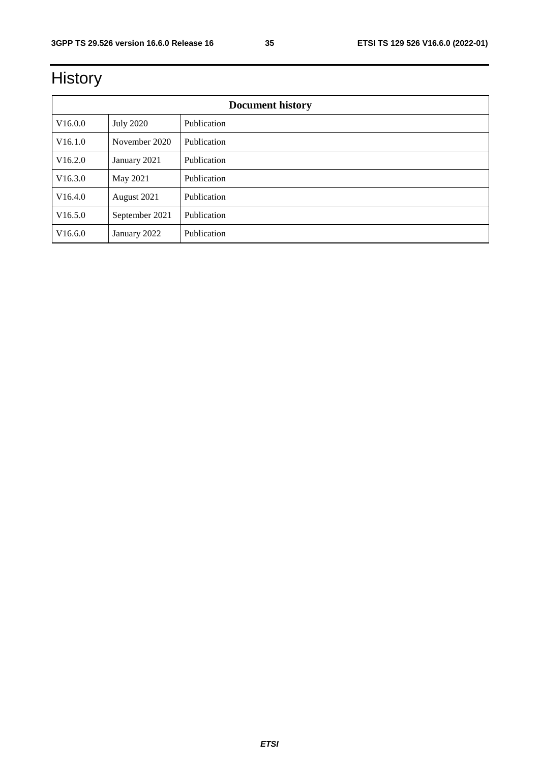# History

| Document history | | |
|---|---|---|
| V16.0.0 | July 2020 | Publication |
| V16.1.0 | November 2020 | Publication |
| V16.2.0 | January 2021 | Publication |
| V16.3.0 | May 2021 | Publication |
| V16.4.0 | August 2021 | Publication |
| V16.5.0 | September 2021 | Publication |
| V16.6.0 | January 2022 | Publication |